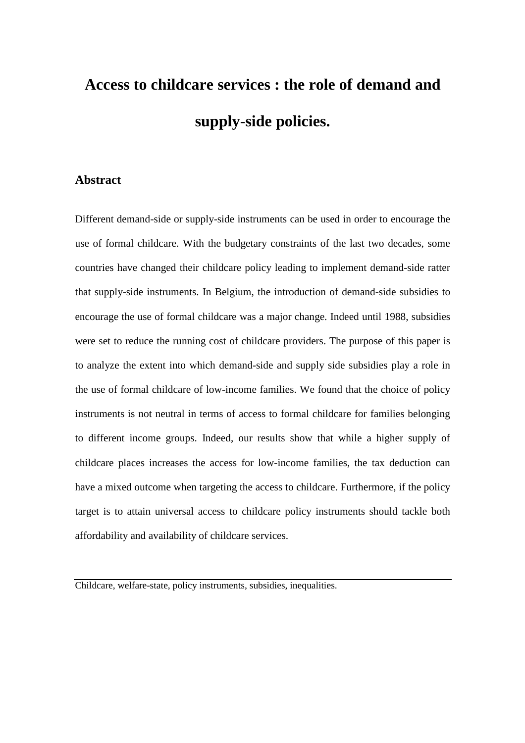# Access to childcare services : the role of demand and supply-side policies.

## Abstract

Different demand-side or supply-side instruments can be used in order to encourage the use of formal childcare. With the budgetary constraints of the last two decades, some countries have changed their childcare policy leading to implement demand-side ratter that supply-side instruments. In Belgium, the introduction of demand-side subsidies to encourage the use of formal childcare was a major change. Indeed until 1988, subsidies were set to reduce the running cost of childcare providers. The purpose of this paper is to analyze the extent into which demand-side and supply side subsidies play a role in the use of formal childcare of low-income families. We found that the choice of policy instruments is not neutral in terms of access to formal childcare for families belonging to different income groups. Indeed, our results show that while a higher supply of childcare places increases the access for low-income families, the tax deduction can have a mixed outcome when targeting the access to childcare. Furthermore, if the policy target is to attain universal access to childcare policy instruments should tackle both affordability and availability of childcare services.

---

Childcare, welfare-state, policy instruments, subsidies, inequalities.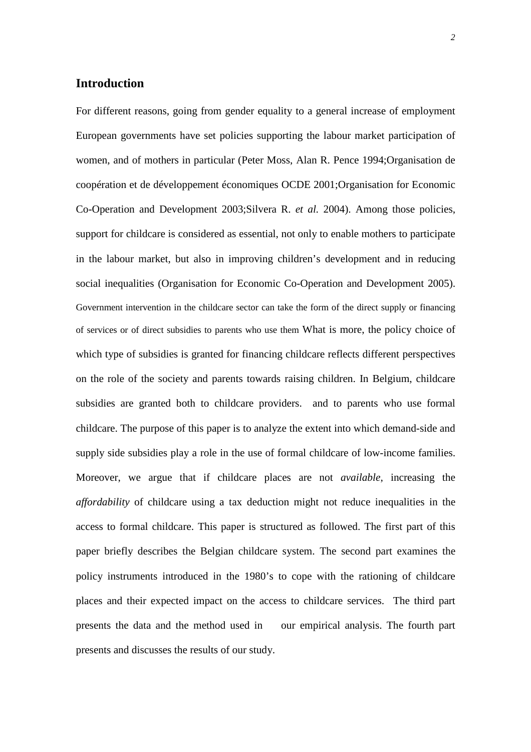## Introduction

For different reasons, going from gender equality to a general increase of employment European governments have set policies supporting the labour market participation of women, and of mothers in particular (Peter Moss, Alan R. Pence 1994;Organisation de coopération et de développement économiques OCDE 2001;Organisation for Economic Co-Operation and Development 2003;Silvera R. *et al.* 2004). Among those policies, support for childcare is considered as essential, not only to enable mothers to participate in the labour market, but also in improving children's development and in reducing social inequalities (Organisation for Economic Co-Operation and Development 2005). Government intervention in the childcare sector can take the form of the direct supply or financing of services or of direct subsidies to parents who use them What is more, the policy choice of which type of subsidies is granted for financing childcare reflects different perspectives on the role of the society and parents towards raising children. In Belgium, childcare subsidies are granted both to childcare providers. and to parents who use formal childcare. The purpose of this paper is to analyze the extent into which demand-side and supply side subsidies play a role in the use of formal childcare of low-income families. Moreover, we argue that if childcare places are not *available*, increasing the *affordability* of childcare using a tax deduction might not reduce inequalities in the access to formal childcare. This paper is structured as followed. The first part of this paper briefly describes the Belgian childcare system. The second part examines the policy instruments introduced in the 1980's to cope with the rationing of childcare places and their expected impact on the access to childcare services. The third part presents the data and the method used in our empirical analysis. The fourth part presents and discusses the results of our study.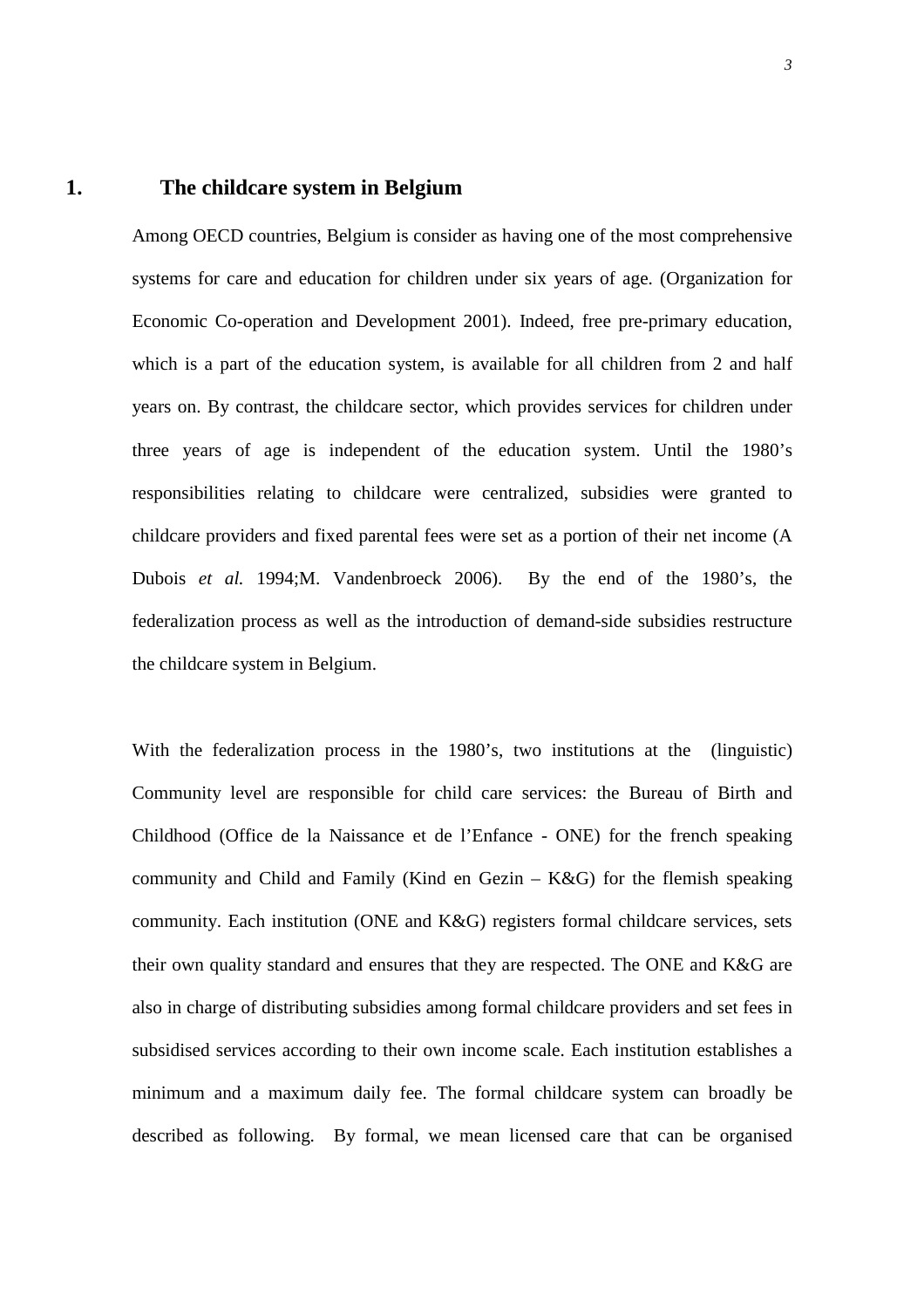# 1. The childcare system in Belgium

Among OECD countries, Belgium is consider as having one of the most comprehensive systems for care and education for children under six years of age. (Organization for Economic Co-operation and Development 2001). Indeed, free pre-primary education, which is a part of the education system, is available for all children from 2 and half years on. By contrast, the childcare sector, which provides services for children under three years of age is independent of the education system. Until the 1980's responsibilities relating to childcare were centralized, subsidies were granted to childcare providers and fixed parental fees were set as a portion of their net income (A Dubois *et al.* 1994;M. Vandenbroeck 2006). By the end of the 1980's, the federalization process as well as the introduction of demand-side subsidies restructure the childcare system in Belgium.

With the federalization process in the 1980's, two institutions at the (linguistic) Community level are responsible for child care services: the Bureau of Birth and Childhood (Office de la Naissance et de l'Enfance - ONE) for the french speaking community and Child and Family (Kind en Gezin – K&G) for the flemish speaking community. Each institution (ONE and K&G) registers formal childcare services, sets their own quality standard and ensures that they are respected. The ONE and K&G are also in charge of distributing subsidies among formal childcare providers and set fees in subsidised services according to their own income scale. Each institution establishes a minimum and a maximum daily fee. The formal childcare system can broadly be described as following. By formal, we mean licensed care that can be organised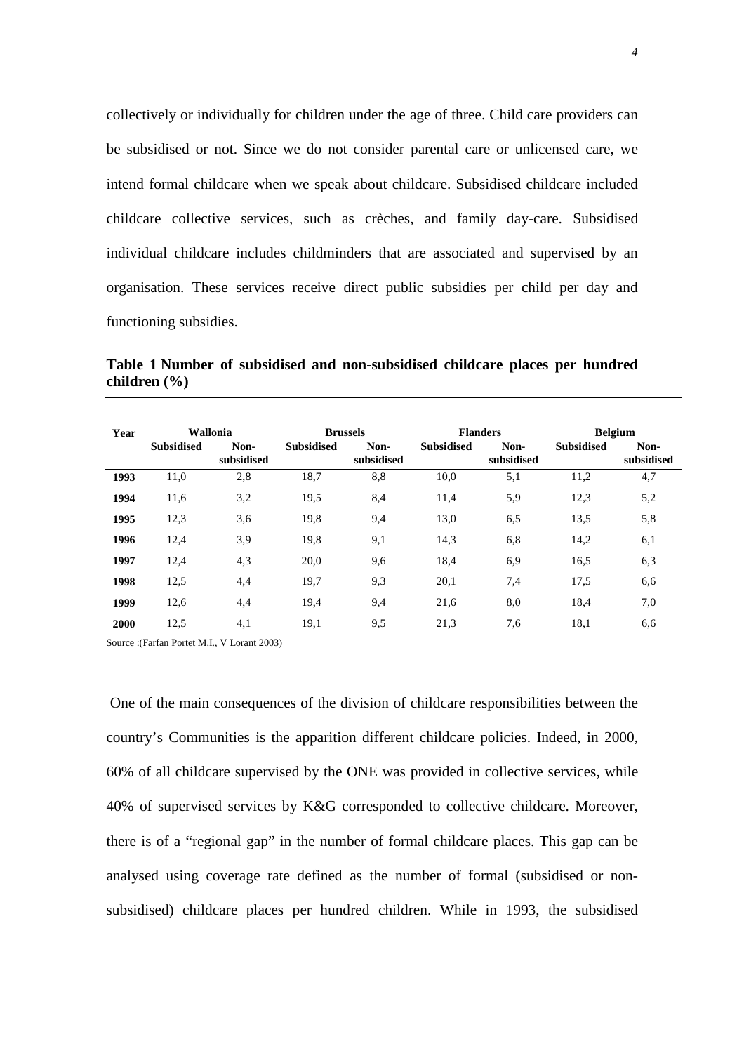collectively or individually for children under the age of three. Child care providers can be subsidised or not. Since we do not consider parental care or unlicensed care, we intend formal childcare when we speak about childcare. Subsidised childcare included childcare collective services, such as crèches, and family day-care. Subsidised individual childcare includes childminders that are associated and supervised by an organisation. These services receive direct public subsidies per child per day and functioning subsidies.

**Table 1 Number of subsidised and non-subsidised childcare places per hundred children (%)**

| Year | Wallonia | | Brussels | | Flanders | | Belgium | |
|---|---|---|---|---|---|---|---|---|
| | Subsidised | Non-subsidised | Subsidised | Non-subsidised | Subsidised | Non-subsidised | Subsidised | Non-subsidised |
| **1993** | 11,0 | 2,8 | 18,7 | 8,8 | 10,0 | 5,1 | 11,2 | 4,7 |
| **1994** | 11,6 | 3,2 | 19,5 | 8,4 | 11,4 | 5,9 | 12,3 | 5,2 |
| **1995** | 12,3 | 3,6 | 19,8 | 9,4 | 13,0 | 6,5 | 13,5 | 5,8 |
| **1996** | 12,4 | 3,9 | 19,8 | 9,1 | 14,3 | 6,8 | 14,2 | 6,1 |
| **1997** | 12,4 | 4,3 | 20,0 | 9,6 | 18,4 | 6,9 | 16,5 | 6,3 |
| **1998** | 12,5 | 4,4 | 19,7 | 9,3 | 20,1 | 7,4 | 17,5 | 6,6 |
| **1999** | 12,6 | 4,4 | 19,4 | 9,4 | 21,6 | 8,0 | 18,4 | 7,0 |
| **2000** | 12,5 | 4,1 | 19,1 | 9,5 | 21,3 | 7,6 | 18,1 | 6,6 |

Source :(Farfan Portet M.I., V Lorant 2003)

One of the main consequences of the division of childcare responsibilities between the country's Communities is the apparition different childcare policies. Indeed, in 2000, 60% of all childcare supervised by the ONE was provided in collective services, while 40% of supervised services by K&G corresponded to collective childcare. Moreover, there is of a "regional gap" in the number of formal childcare places. This gap can be analysed using coverage rate defined as the number of formal (subsidised or non-subsidised) childcare places per hundred children. While in 1993, the subsidised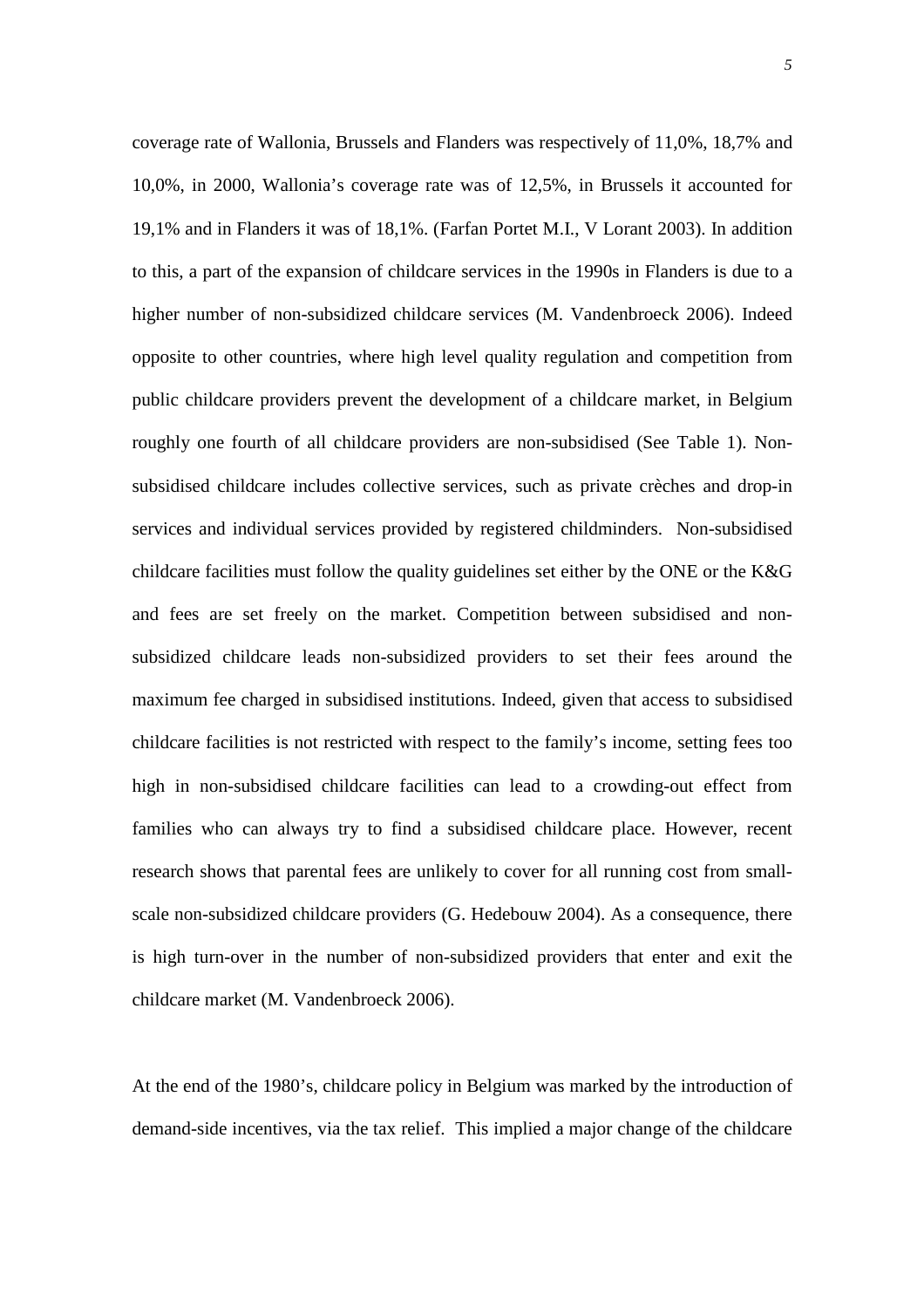coverage rate of Wallonia, Brussels and Flanders was respectively of 11,0%, 18,7% and 10,0%, in 2000, Wallonia's coverage rate was of 12,5%, in Brussels it accounted for 19,1% and in Flanders it was of 18,1%. (Farfan Portet M.I., V Lorant 2003). In addition to this, a part of the expansion of childcare services in the 1990s in Flanders is due to a higher number of non-subsidized childcare services (M. Vandenbroeck 2006). Indeed opposite to other countries, where high level quality regulation and competition from public childcare providers prevent the development of a childcare market, in Belgium roughly one fourth of all childcare providers are non-subsidised (See Table 1). Non-subsidised childcare includes collective services, such as private crèches and drop-in services and individual services provided by registered childminders. Non-subsidised childcare facilities must follow the quality guidelines set either by the ONE or the K&G and fees are set freely on the market. Competition between subsidised and non-subsidized childcare leads non-subsidized providers to set their fees around the maximum fee charged in subsidised institutions. Indeed, given that access to subsidised childcare facilities is not restricted with respect to the family's income, setting fees too high in non-subsidised childcare facilities can lead to a crowding-out effect from families who can always try to find a subsidised childcare place. However, recent research shows that parental fees are unlikely to cover for all running cost from small-scale non-subsidized childcare providers (G. Hedebouw 2004). As a consequence, there is high turn-over in the number of non-subsidized providers that enter and exit the childcare market (M. Vandenbroeck 2006).

At the end of the 1980's, childcare policy in Belgium was marked by the introduction of demand-side incentives, via the tax relief. This implied a major change of the childcare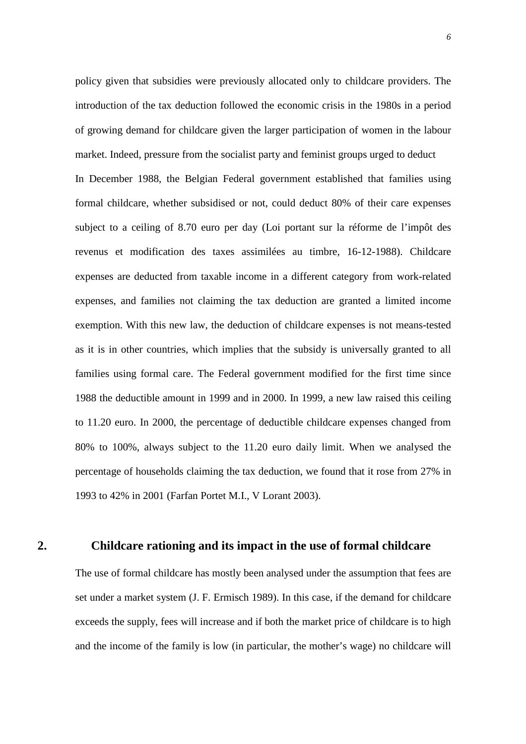policy given that subsidies were previously allocated only to childcare providers. The introduction of the tax deduction followed the economic crisis in the 1980s in a period of growing demand for childcare given the larger participation of women in the labour market. Indeed, pressure from the socialist party and feminist groups urged to deduct

In December 1988, the Belgian Federal government established that families using formal childcare, whether subsidised or not, could deduct 80% of their care expenses subject to a ceiling of 8.70 euro per day (Loi portant sur la réforme de l'impôt des revenus et modification des taxes assimilées au timbre, 16-12-1988). Childcare expenses are deducted from taxable income in a different category from work-related expenses, and families not claiming the tax deduction are granted a limited income exemption. With this new law, the deduction of childcare expenses is not means-tested as it is in other countries, which implies that the subsidy is universally granted to all families using formal care. The Federal government modified for the first time since 1988 the deductible amount in 1999 and in 2000. In 1999, a new law raised this ceiling to 11.20 euro. In 2000, the percentage of deductible childcare expenses changed from 80% to 100%, always subject to the 11.20 euro daily limit. When we analysed the percentage of households claiming the tax deduction, we found that it rose from 27% in 1993 to 42% in 2001 (Farfan Portet M.I., V Lorant 2003).

## 2. Childcare rationing and its impact in the use of formal childcare

The use of formal childcare has mostly been analysed under the assumption that fees are set under a market system (J. F. Ermisch 1989). In this case, if the demand for childcare exceeds the supply, fees will increase and if both the market price of childcare is to high and the income of the family is low (in particular, the mother's wage) no childcare will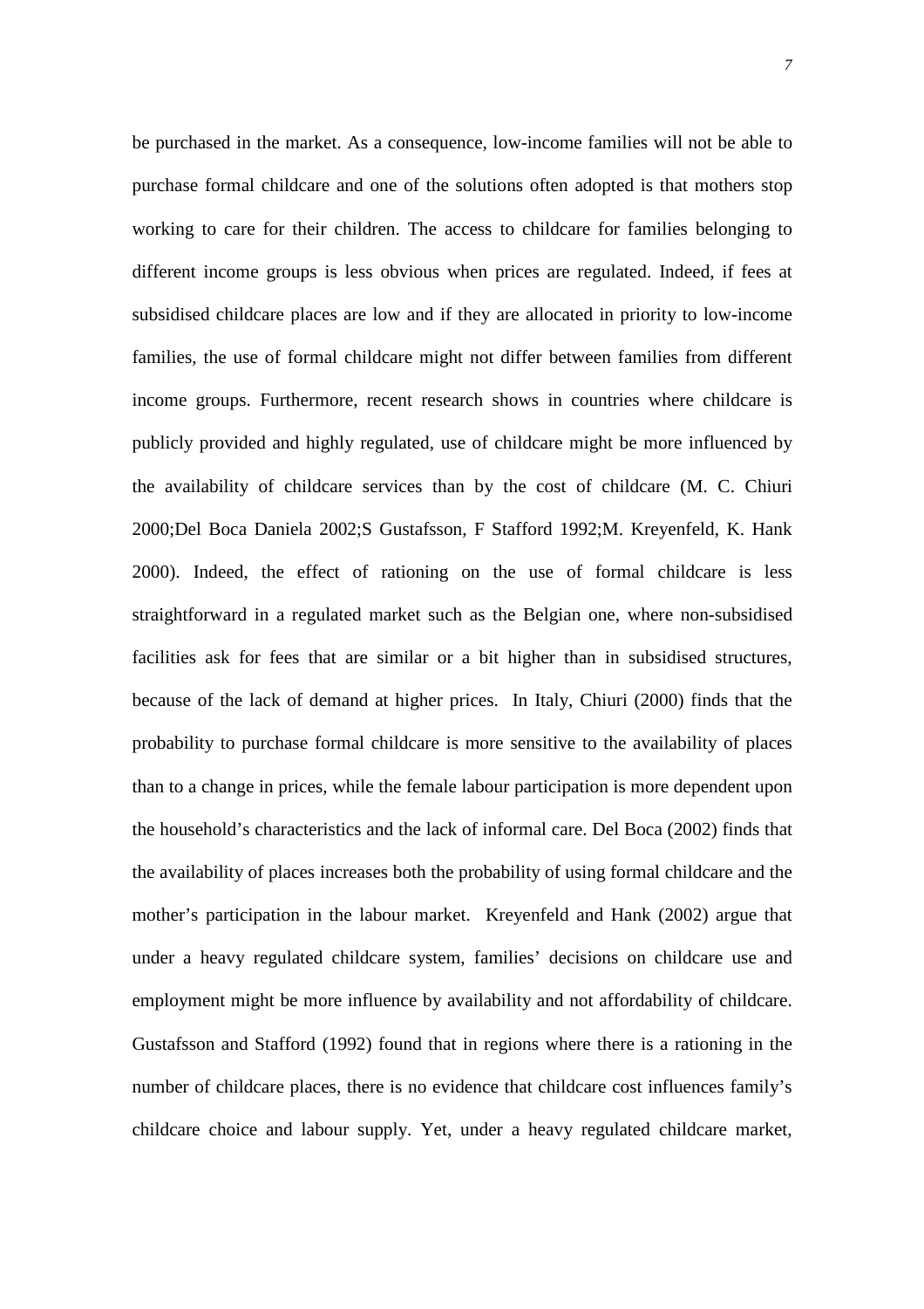be purchased in the market. As a consequence, low-income families will not be able to purchase formal childcare and one of the solutions often adopted is that mothers stop working to care for their children. The access to childcare for families belonging to different income groups is less obvious when prices are regulated. Indeed, if fees at subsidised childcare places are low and if they are allocated in priority to low-income families, the use of formal childcare might not differ between families from different income groups. Furthermore, recent research shows in countries where childcare is publicly provided and highly regulated, use of childcare might be more influenced by the availability of childcare services than by the cost of childcare (M. C. Chiuri 2000;Del Boca Daniela 2002;S Gustafsson, F Stafford 1992;M. Kreyenfeld, K. Hank 2000). Indeed, the effect of rationing on the use of formal childcare is less straightforward in a regulated market such as the Belgian one, where non-subsidised facilities ask for fees that are similar or a bit higher than in subsidised structures, because of the lack of demand at higher prices. In Italy, Chiuri (2000) finds that the probability to purchase formal childcare is more sensitive to the availability of places than to a change in prices, while the female labour participation is more dependent upon the household's characteristics and the lack of informal care. Del Boca (2002) finds that the availability of places increases both the probability of using formal childcare and the mother's participation in the labour market. Kreyenfeld and Hank (2002) argue that under a heavy regulated childcare system, families' decisions on childcare use and employment might be more influence by availability and not affordability of childcare. Gustafsson and Stafford (1992) found that in regions where there is a rationing in the number of childcare places, there is no evidence that childcare cost influences family's childcare choice and labour supply. Yet, under a heavy regulated childcare market,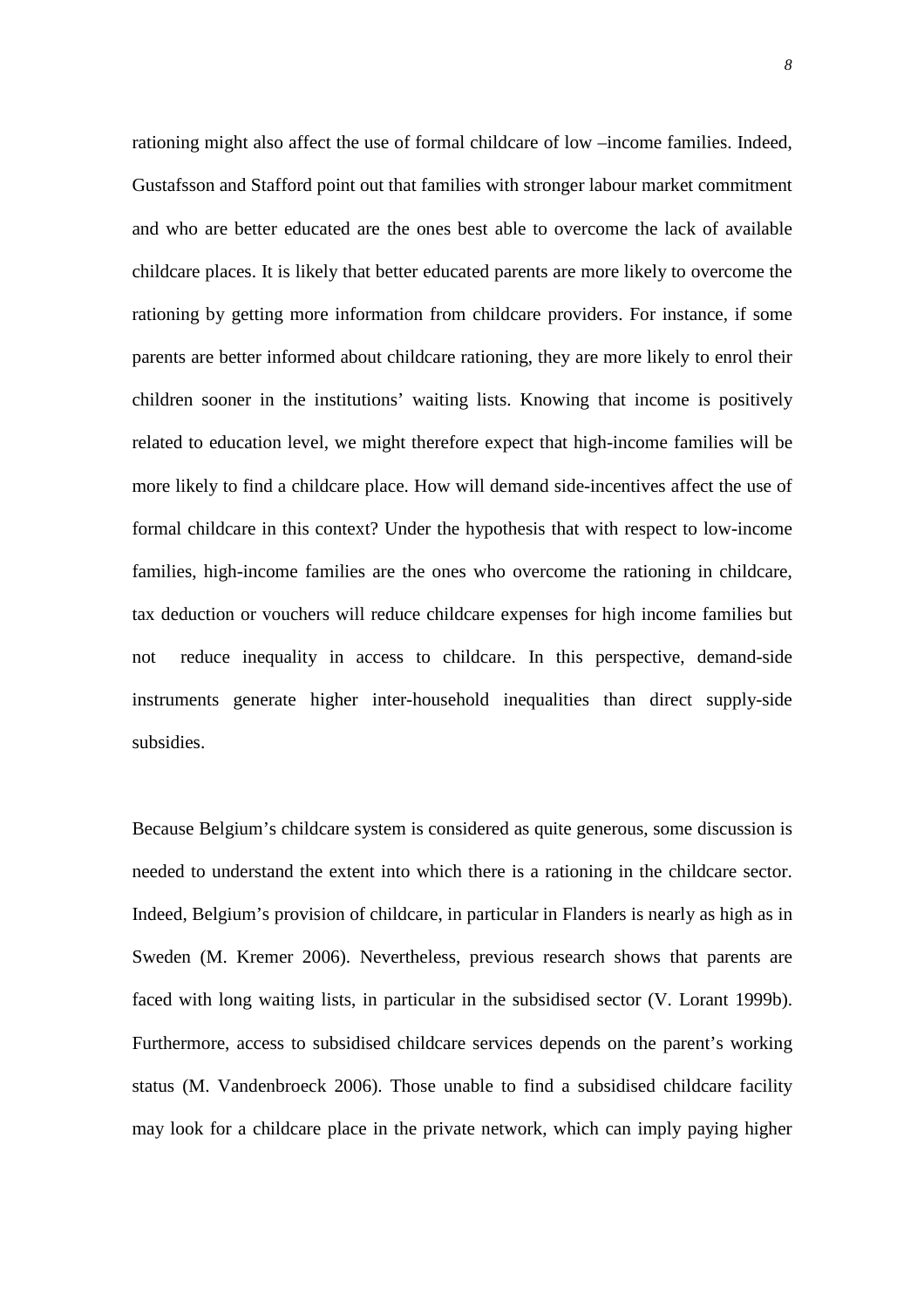rationing might also affect the use of formal childcare of low –income families. Indeed, Gustafsson and Stafford point out that families with stronger labour market commitment and who are better educated are the ones best able to overcome the lack of available childcare places. It is likely that better educated parents are more likely to overcome the rationing by getting more information from childcare providers. For instance, if some parents are better informed about childcare rationing, they are more likely to enrol their children sooner in the institutions' waiting lists. Knowing that income is positively related to education level, we might therefore expect that high-income families will be more likely to find a childcare place. How will demand side-incentives affect the use of formal childcare in this context? Under the hypothesis that with respect to low-income families, high-income families are the ones who overcome the rationing in childcare, tax deduction or vouchers will reduce childcare expenses for high income families but not reduce inequality in access to childcare. In this perspective, demand-side instruments generate higher inter-household inequalities than direct supply-side subsidies.

Because Belgium's childcare system is considered as quite generous, some discussion is needed to understand the extent into which there is a rationing in the childcare sector. Indeed, Belgium's provision of childcare, in particular in Flanders is nearly as high as in Sweden (M. Kremer 2006). Nevertheless, previous research shows that parents are faced with long waiting lists, in particular in the subsidised sector (V. Lorant 1999b). Furthermore, access to subsidised childcare services depends on the parent's working status (M. Vandenbroeck 2006). Those unable to find a subsidised childcare facility may look for a childcare place in the private network, which can imply paying higher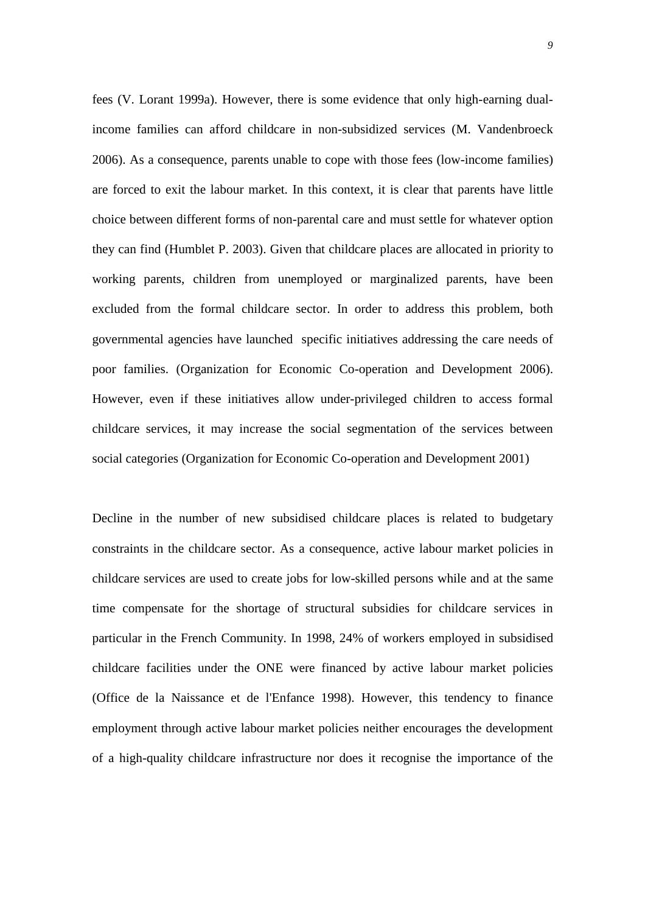fees (V. Lorant 1999a). However, there is some evidence that only high-earning dual-income families can afford childcare in non-subsidized services (M. Vandenbroeck 2006). As a consequence, parents unable to cope with those fees (low-income families) are forced to exit the labour market. In this context, it is clear that parents have little choice between different forms of non-parental care and must settle for whatever option they can find (Humblet P. 2003). Given that childcare places are allocated in priority to working parents, children from unemployed or marginalized parents, have been excluded from the formal childcare sector. In order to address this problem, both governmental agencies have launched specific initiatives addressing the care needs of poor families. (Organization for Economic Co-operation and Development 2006). However, even if these initiatives allow under-privileged children to access formal childcare services, it may increase the social segmentation of the services between social categories (Organization for Economic Co-operation and Development 2001)

Decline in the number of new subsidised childcare places is related to budgetary constraints in the childcare sector. As a consequence, active labour market policies in childcare services are used to create jobs for low-skilled persons while and at the same time compensate for the shortage of structural subsidies for childcare services in particular in the French Community. In 1998, 24% of workers employed in subsidised childcare facilities under the ONE were financed by active labour market policies (Office de la Naissance et de l'Enfance 1998). However, this tendency to finance employment through active labour market policies neither encourages the development of a high-quality childcare infrastructure nor does it recognise the importance of the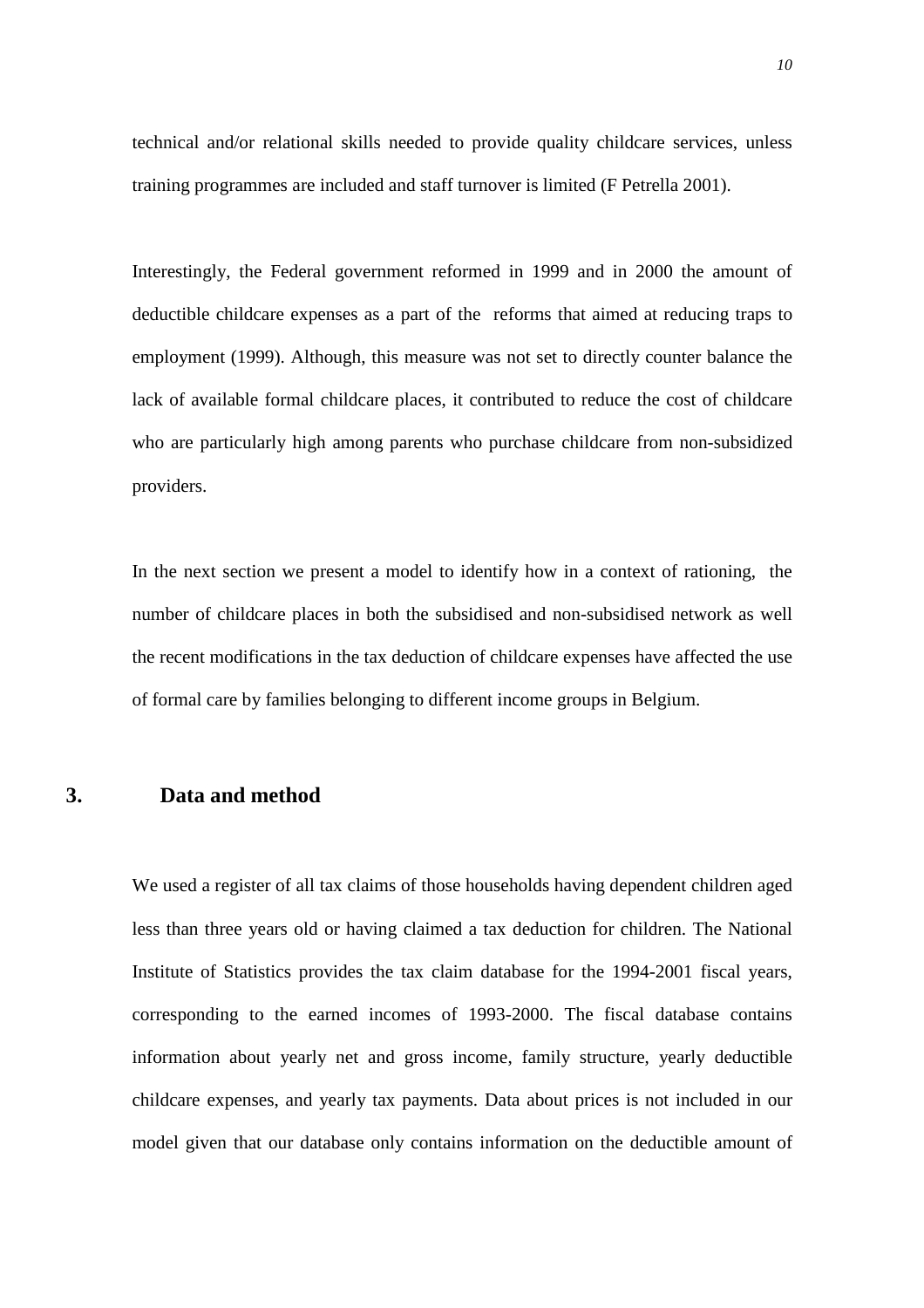technical and/or relational skills needed to provide quality childcare services, unless training programmes are included and staff turnover is limited (F Petrella 2001).

Interestingly, the Federal government reformed in 1999 and in 2000 the amount of deductible childcare expenses as a part of the reforms that aimed at reducing traps to employment (1999). Although, this measure was not set to directly counter balance the lack of available formal childcare places, it contributed to reduce the cost of childcare who are particularly high among parents who purchase childcare from non-subsidized providers.

In the next section we present a model to identify how in a context of rationing, the number of childcare places in both the subsidised and non-subsidised network as well the recent modifications in the tax deduction of childcare expenses have affected the use of formal care by families belonging to different income groups in Belgium.

## 3. Data and method

We used a register of all tax claims of those households having dependent children aged less than three years old or having claimed a tax deduction for children. The National Institute of Statistics provides the tax claim database for the 1994-2001 fiscal years, corresponding to the earned incomes of 1993-2000. The fiscal database contains information about yearly net and gross income, family structure, yearly deductible childcare expenses, and yearly tax payments. Data about prices is not included in our model given that our database only contains information on the deductible amount of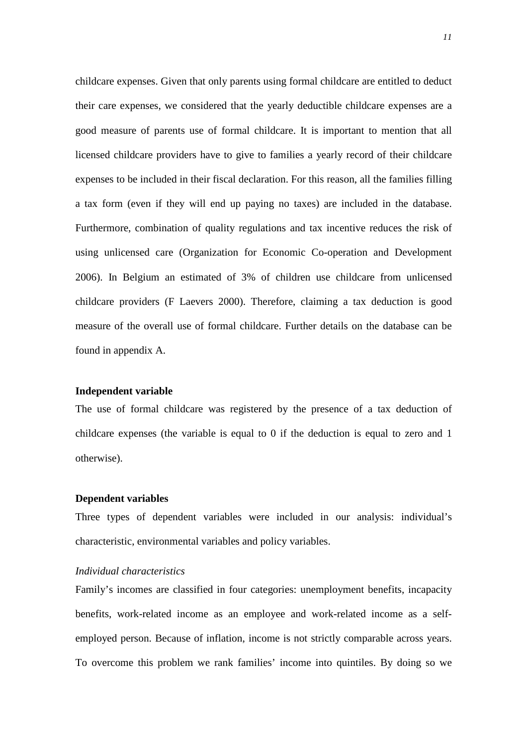childcare expenses. Given that only parents using formal childcare are entitled to deduct their care expenses, we considered that the yearly deductible childcare expenses are a good measure of parents use of formal childcare. It is important to mention that all licensed childcare providers have to give to families a yearly record of their childcare expenses to be included in their fiscal declaration. For this reason, all the families filling a tax form (even if they will end up paying no taxes) are included in the database. Furthermore, combination of quality regulations and tax incentive reduces the risk of using unlicensed care (Organization for Economic Co-operation and Development 2006). In Belgium an estimated of 3% of children use childcare from unlicensed childcare providers (F Laevers 2000). Therefore, claiming a tax deduction is good measure of the overall use of formal childcare. Further details on the database can be found in appendix A.

**Independent variable**

The use of formal childcare was registered by the presence of a tax deduction of childcare expenses (the variable is equal to 0 if the deduction is equal to zero and 1 otherwise).

**Dependent variables**

Three types of dependent variables were included in our analysis: individual's characteristic, environmental variables and policy variables.

*Individual characteristics*

Family's incomes are classified in four categories: unemployment benefits, incapacity benefits, work-related income as an employee and work-related income as a self-employed person. Because of inflation, income is not strictly comparable across years. To overcome this problem we rank families' income into quintiles. By doing so we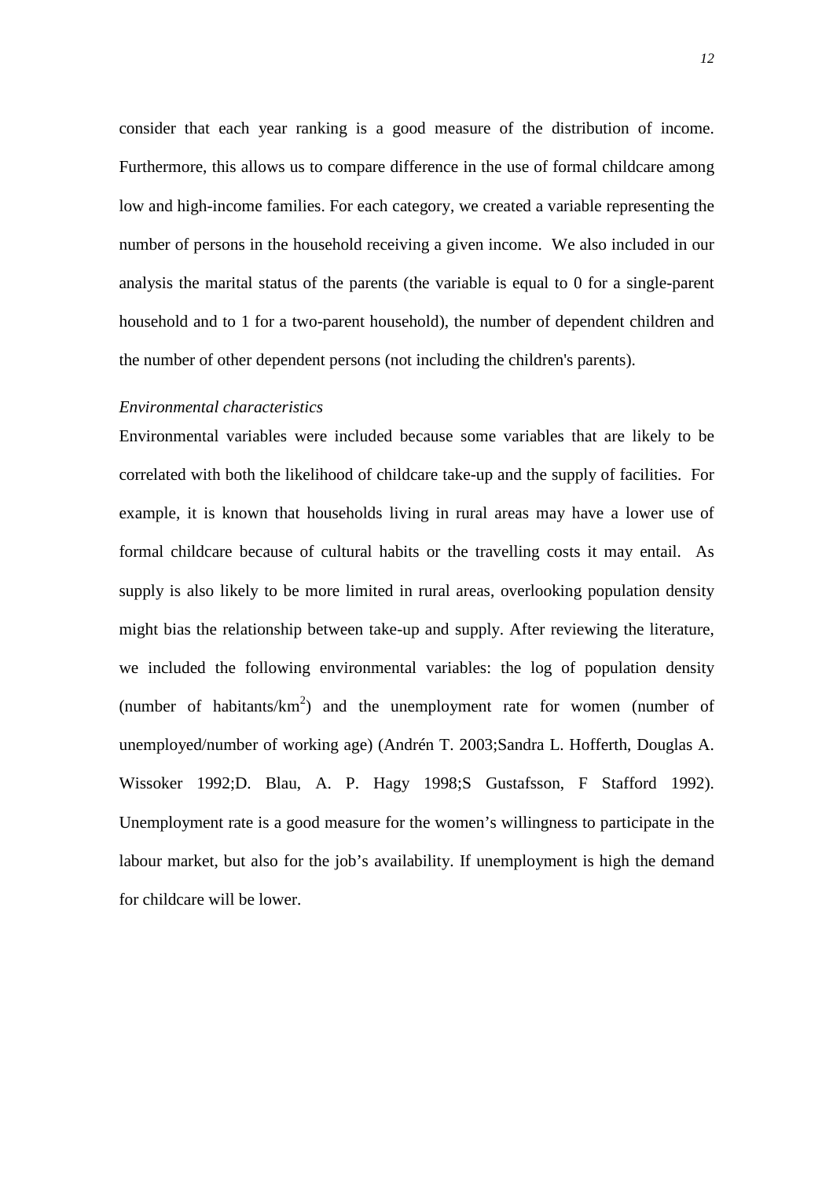consider that each year ranking is a good measure of the distribution of income. Furthermore, this allows us to compare difference in the use of formal childcare among low and high-income families. For each category, we created a variable representing the number of persons in the household receiving a given income. We also included in our analysis the marital status of the parents (the variable is equal to 0 for a single-parent household and to 1 for a two-parent household), the number of dependent children and the number of other dependent persons (not including the children's parents).

*Environmental characteristics*

Environmental variables were included because some variables that are likely to be correlated with both the likelihood of childcare take-up and the supply of facilities. For example, it is known that households living in rural areas may have a lower use of formal childcare because of cultural habits or the travelling costs it may entail. As supply is also likely to be more limited in rural areas, overlooking population density might bias the relationship between take-up and supply. After reviewing the literature, we included the following environmental variables: the log of population density (number of habitants/$km^2$) and the unemployment rate for women (number of unemployed/number of working age) (Andrén T. 2003;Sandra L. Hofferth, Douglas A. Wissoker 1992;D. Blau, A. P. Hagy 1998;S Gustafsson, F Stafford 1992). Unemployment rate is a good measure for the women's willingness to participate in the labour market, but also for the job's availability. If unemployment is high the demand for childcare will be lower.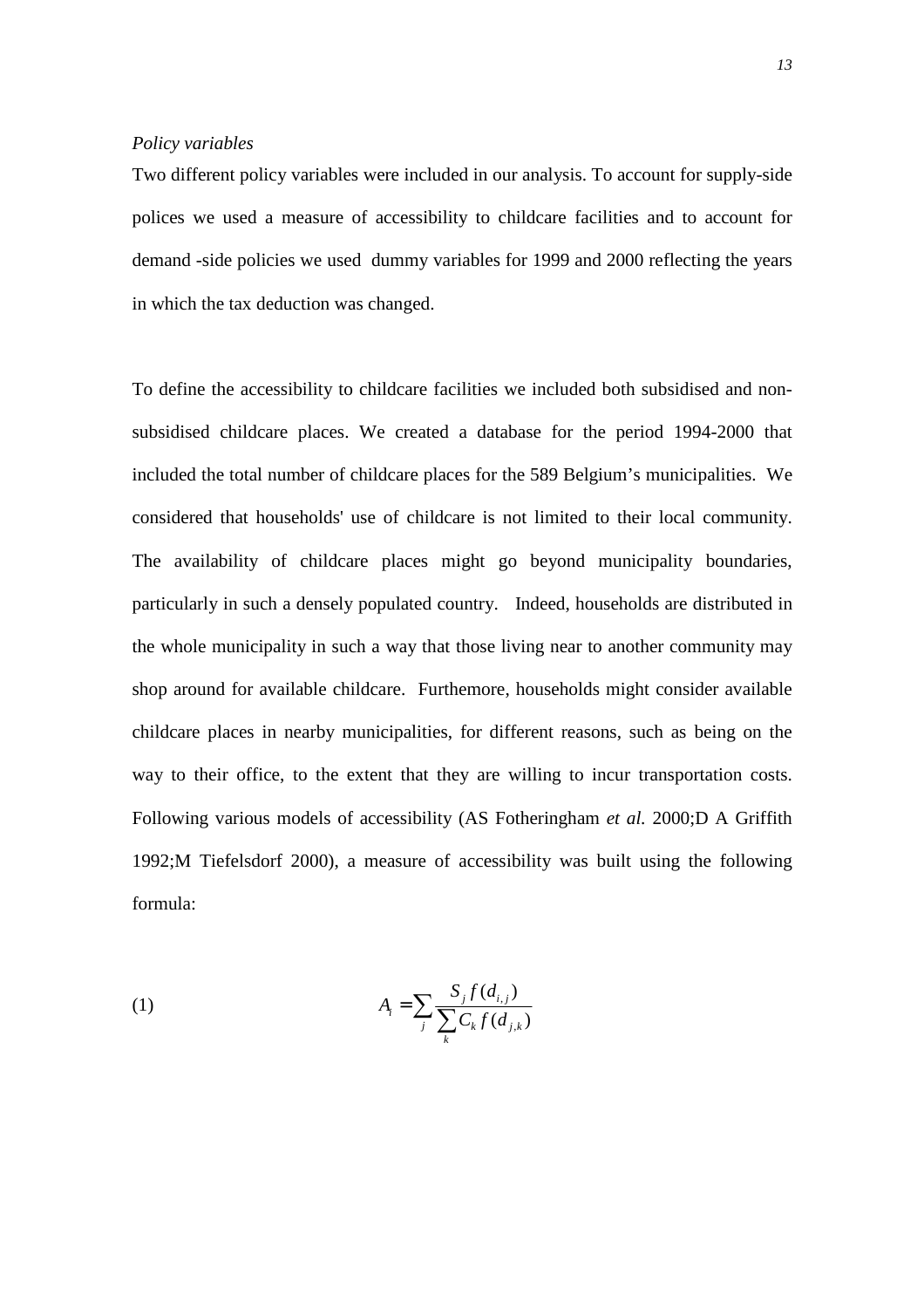*Policy variables*

Two different policy variables were included in our analysis. To account for supply-side polices we used a measure of accessibility to childcare facilities and to account for demand -side policies we used dummy variables for 1999 and 2000 reflecting the years in which the tax deduction was changed.

To define the accessibility to childcare facilities we included both subsidised and non-subsidised childcare places. We created a database for the period 1994-2000 that included the total number of childcare places for the 589 Belgium's municipalities. We considered that households' use of childcare is not limited to their local community. The availability of childcare places might go beyond municipality boundaries, particularly in such a densely populated country. Indeed, households are distributed in the whole municipality in such a way that those living near to another community may shop around for available childcare. Furthemore, households might consider available childcare places in nearby municipalities, for different reasons, such as being on the way to their office, to the extent that they are willing to incur transportation costs. Following various models of accessibility (AS Fotheringham *et al.* 2000;D A Griffith 1992;M Tiefelsdorf 2000), a measure of accessibility was built using the following formula:

$$A_i = \sum_j \frac{S_j f(d_{i,j})}{\sum_k C_k f(d_{j,k})} \tag{1}$$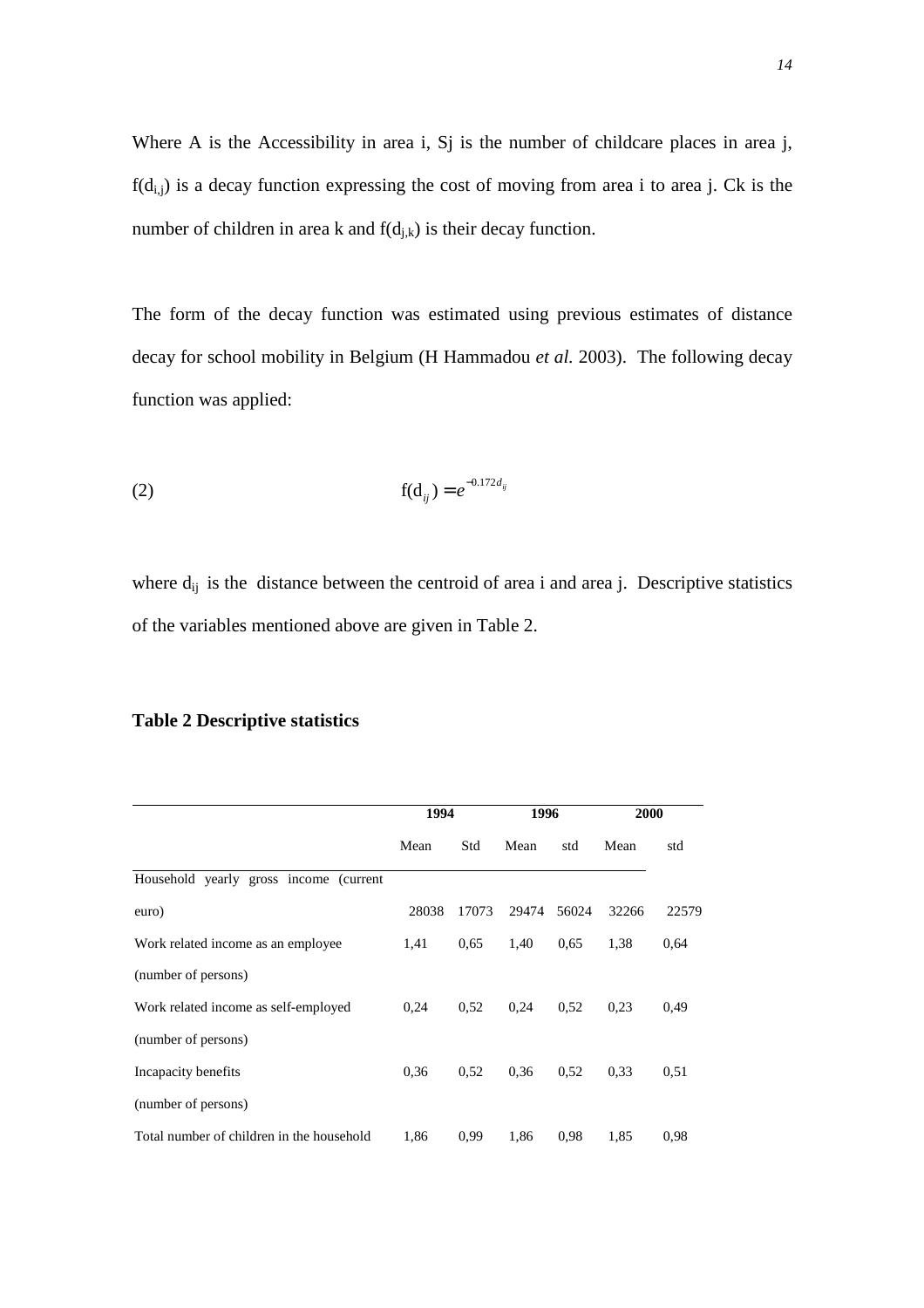Where A is the Accessibility in area i, Sj is the number of childcare places in area j, $f(d_{i,j})$ is a decay function expressing the cost of moving from area i to area j. Ck is the number of children in area k and $f(d_{j,k})$ is their decay function.

The form of the decay function was estimated using previous estimates of distance decay for school mobility in Belgium (H Hammadou *et al.* 2003). The following decay function was applied:

$$\text{(2)} \qquad f(d_{ij}) = e^{-0.172 d_{ij}}$$

where $d_{ij}$ is the distance between the centroid of area i and area j. Descriptive statistics of the variables mentioned above are given in Table 2.

**Table 2 Descriptive statistics**

| | **1994** | | **1996** | | **2000** | |
|---|---|---|---|---|---|---|
| | Mean | Std | Mean | std | Mean | std |
| Household yearly gross income (current euro) | 28038 | 17073 | 29474 | 56024 | 32266 | 22579 |
| Work related income as an employee (number of persons) | 1,41 | 0,65 | 1,40 | 0,65 | 1,38 | 0,64 |
| Work related income as self-employed (number of persons) | 0,24 | 0,52 | 0,24 | 0,52 | 0,23 | 0,49 |
| Incapacity benefits (number of persons) | 0,36 | 0,52 | 0,36 | 0,52 | 0,33 | 0,51 |
| Total number of children in the household | 1,86 | 0,99 | 1,86 | 0,98 | 1,85 | 0,98 |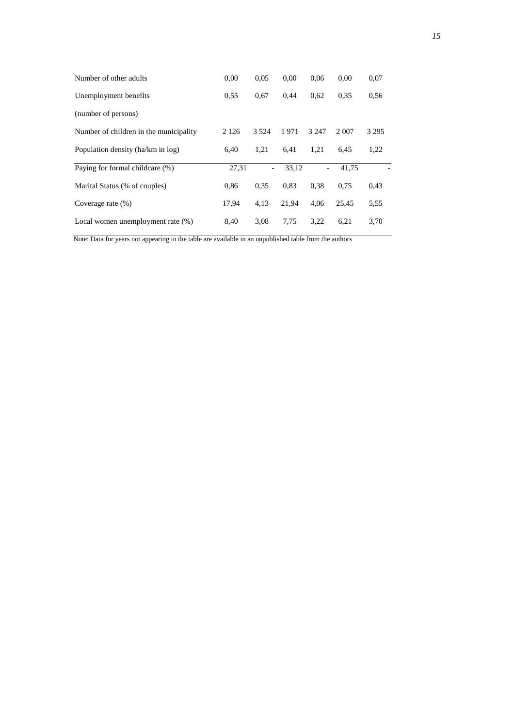| | | | | | | |
|---|---|---|---|---|---|---|
| Number of other adults | 0,00 | 0,05 | 0,00 | 0,06 | 0,00 | 0,07 |
| Unemployment benefits | 0,55 | 0,67 | 0,44 | 0,62 | 0,35 | 0,56 |
| (number of persons) | | | | | | |
| Number of children in the municipality | 2 126 | 3 524 | 1 971 | 3 247 | 2 007 | 3 295 |
| Population density (ha/km in log) | 6,40 | 1,21 | 6,41 | 1,21 | 6,45 | 1,22 |
| Paying for formal childcare (%) | 27,31 | - | 33,12 | - | 41,75 | - |
| Marital Status (% of couples) | 0,86 | 0,35 | 0,83 | 0,38 | 0,75 | 0,43 |
| Coverage rate (%) | 17,94 | 4,13 | 21,94 | 4,06 | 25,45 | 5,55 |
| Local women unemployment rate (%) | 8,40 | 3,08 | 7,75 | 3,22 | 6,21 | 3,70 |

Note: Data for years not appearing in the table are available in an unpublished table from the authors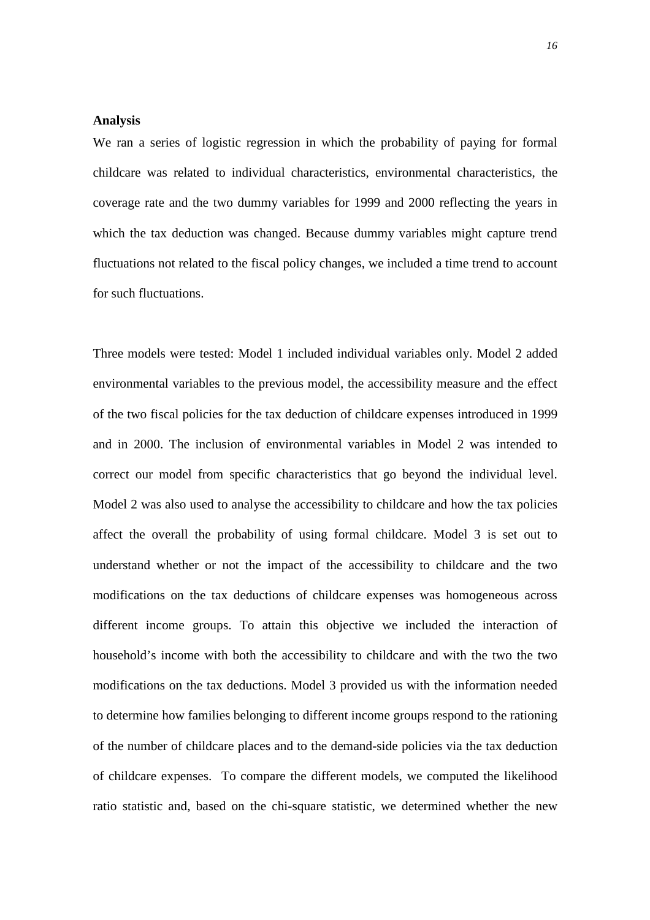**Analysis**

We ran a series of logistic regression in which the probability of paying for formal childcare was related to individual characteristics, environmental characteristics, the coverage rate and the two dummy variables for 1999 and 2000 reflecting the years in which the tax deduction was changed. Because dummy variables might capture trend fluctuations not related to the fiscal policy changes, we included a time trend to account for such fluctuations.

Three models were tested: Model 1 included individual variables only. Model 2 added environmental variables to the previous model, the accessibility measure and the effect of the two fiscal policies for the tax deduction of childcare expenses introduced in 1999 and in 2000. The inclusion of environmental variables in Model 2 was intended to correct our model from specific characteristics that go beyond the individual level. Model 2 was also used to analyse the accessibility to childcare and how the tax policies affect the overall the probability of using formal childcare. Model 3 is set out to understand whether or not the impact of the accessibility to childcare and the two modifications on the tax deductions of childcare expenses was homogeneous across different income groups. To attain this objective we included the interaction of household's income with both the accessibility to childcare and with the two the two modifications on the tax deductions. Model 3 provided us with the information needed to determine how families belonging to different income groups respond to the rationing of the number of childcare places and to the demand-side policies via the tax deduction of childcare expenses. To compare the different models, we computed the likelihood ratio statistic and, based on the chi-square statistic, we determined whether the new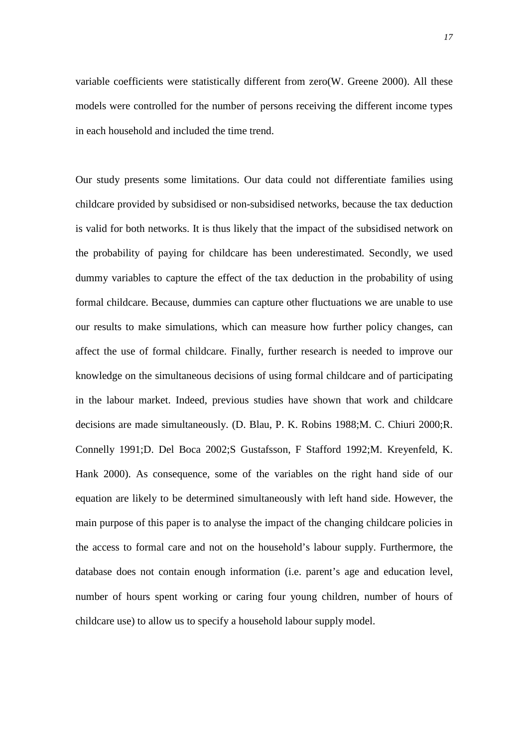variable coefficients were statistically different from zero(W. Greene 2000). All these models were controlled for the number of persons receiving the different income types in each household and included the time trend.

Our study presents some limitations. Our data could not differentiate families using childcare provided by subsidised or non-subsidised networks, because the tax deduction is valid for both networks. It is thus likely that the impact of the subsidised network on the probability of paying for childcare has been underestimated. Secondly, we used dummy variables to capture the effect of the tax deduction in the probability of using formal childcare. Because, dummies can capture other fluctuations we are unable to use our results to make simulations, which can measure how further policy changes, can affect the use of formal childcare. Finally, further research is needed to improve our knowledge on the simultaneous decisions of using formal childcare and of participating in the labour market. Indeed, previous studies have shown that work and childcare decisions are made simultaneously. (D. Blau, P. K. Robins 1988;M. C. Chiuri 2000;R. Connelly 1991;D. Del Boca 2002;S Gustafsson, F Stafford 1992;M. Kreyenfeld, K. Hank 2000). As consequence, some of the variables on the right hand side of our equation are likely to be determined simultaneously with left hand side. However, the main purpose of this paper is to analyse the impact of the changing childcare policies in the access to formal care and not on the household's labour supply. Furthermore, the database does not contain enough information (i.e. parent's age and education level, number of hours spent working or caring four young children, number of hours of childcare use) to allow us to specify a household labour supply model.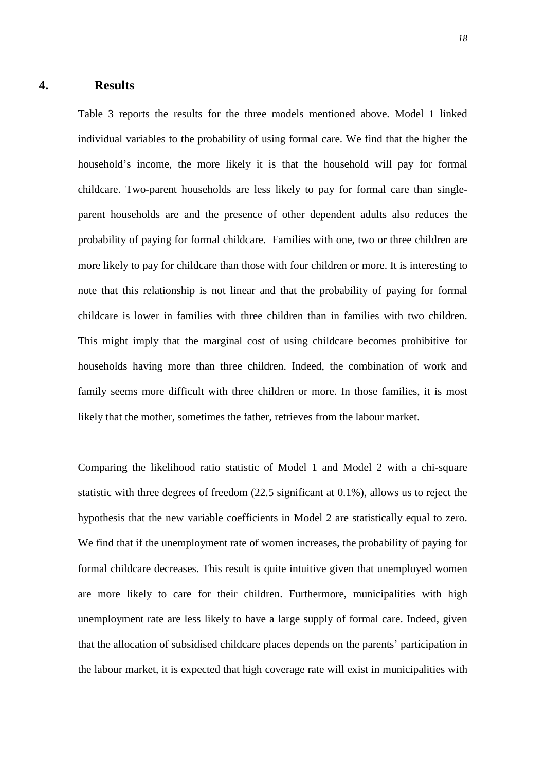## 4. Results

Table 3 reports the results for the three models mentioned above. Model 1 linked individual variables to the probability of using formal care. We find that the higher the household's income, the more likely it is that the household will pay for formal childcare. Two-parent households are less likely to pay for formal care than single-parent households are and the presence of other dependent adults also reduces the probability of paying for formal childcare. Families with one, two or three children are more likely to pay for childcare than those with four children or more. It is interesting to note that this relationship is not linear and that the probability of paying for formal childcare is lower in families with three children than in families with two children. This might imply that the marginal cost of using childcare becomes prohibitive for households having more than three children. Indeed, the combination of work and family seems more difficult with three children or more. In those families, it is most likely that the mother, sometimes the father, retrieves from the labour market.

Comparing the likelihood ratio statistic of Model 1 and Model 2 with a chi-square statistic with three degrees of freedom (22.5 significant at 0.1%), allows us to reject the hypothesis that the new variable coefficients in Model 2 are statistically equal to zero. We find that if the unemployment rate of women increases, the probability of paying for formal childcare decreases. This result is quite intuitive given that unemployed women are more likely to care for their children. Furthermore, municipalities with high unemployment rate are less likely to have a large supply of formal care. Indeed, given that the allocation of subsidised childcare places depends on the parents' participation in the labour market, it is expected that high coverage rate will exist in municipalities with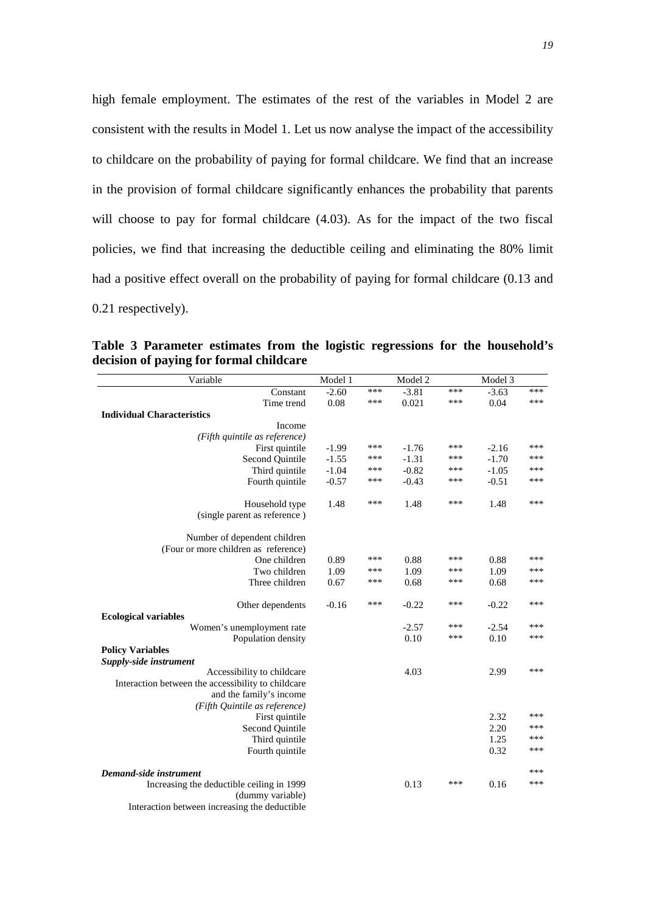high female employment. The estimates of the rest of the variables in Model 2 are consistent with the results in Model 1. Let us now analyse the impact of the accessibility to childcare on the probability of paying for formal childcare. We find that an increase in the provision of formal childcare significantly enhances the probability that parents will choose to pay for formal childcare (4.03). As for the impact of the two fiscal policies, we find that increasing the deductible ceiling and eliminating the 80% limit had a positive effect overall on the probability of paying for formal childcare (0.13 and 0.21 respectively).

**Table 3 Parameter estimates from the logistic regressions for the household's decision of paying for formal childcare**

| Variable | Model 1 | | Model 2 | | Model 3 | |
|---|---|---|---|---|---|---|
| Constant | -2.60 | *** | -3.81 | *** | -3.63 | *** |
| Time trend | 0.08 | *** | 0.021 | *** | 0.04 | *** |
| **Individual Characteristics** | | | | | | |
| Income | | | | | | |
| *(Fifth quintile as reference)* | | | | | | |
| First quintile | -1.99 | *** | -1.76 | *** | -2.16 | *** |
| Second Quintile | -1.55 | *** | -1.31 | *** | -1.70 | *** |
| Third quintile | -1.04 | *** | -0.82 | *** | -1.05 | *** |
| Fourth quintile | -0.57 | *** | -0.43 | *** | -0.51 | *** |
| Household type | 1.48 | *** | 1.48 | *** | 1.48 | *** |
| (single parent as reference ) | | | | | | |
| Number of dependent children | | | | | | |
| (Four or more children as reference) | | | | | | |
| One children | 0.89 | *** | 0.88 | *** | 0.88 | *** |
| Two children | 1.09 | *** | 1.09 | *** | 1.09 | *** |
| Three children | 0.67 | *** | 0.68 | *** | 0.68 | *** |
| Other dependents | -0.16 | *** | -0.22 | *** | -0.22 | *** |
| **Ecological variables** | | | | | | |
| Women's unemployment rate | | | -2.57 | *** | -2.54 | *** |
| Population density | | | 0.10 | *** | 0.10 | *** |
| **Policy Variables** | | | | | | |
| ***Supply-side instrument*** | | | | | | |
| Accessibility to childcare | | | 4.03 | | 2.99 | *** |
| Interaction between the accessibility to childcare and the family's income | | | | | | |
| *(Fifth Quintile as reference)* | | | | | | |
| First quintile | | | | | 2.32 | *** |
| Second Quintile | | | | | 2.20 | *** |
| Third quintile | | | | | 1.25 | *** |
| Fourth quintile | | | | | 0.32 | *** |
| ***Demand-side instrument*** | | | | | | *** |
| Increasing the deductible ceiling in 1999 (dummy variable) | | | 0.13 | *** | 0.16 | *** |
| Interaction between increasing the deductible | | | | | | |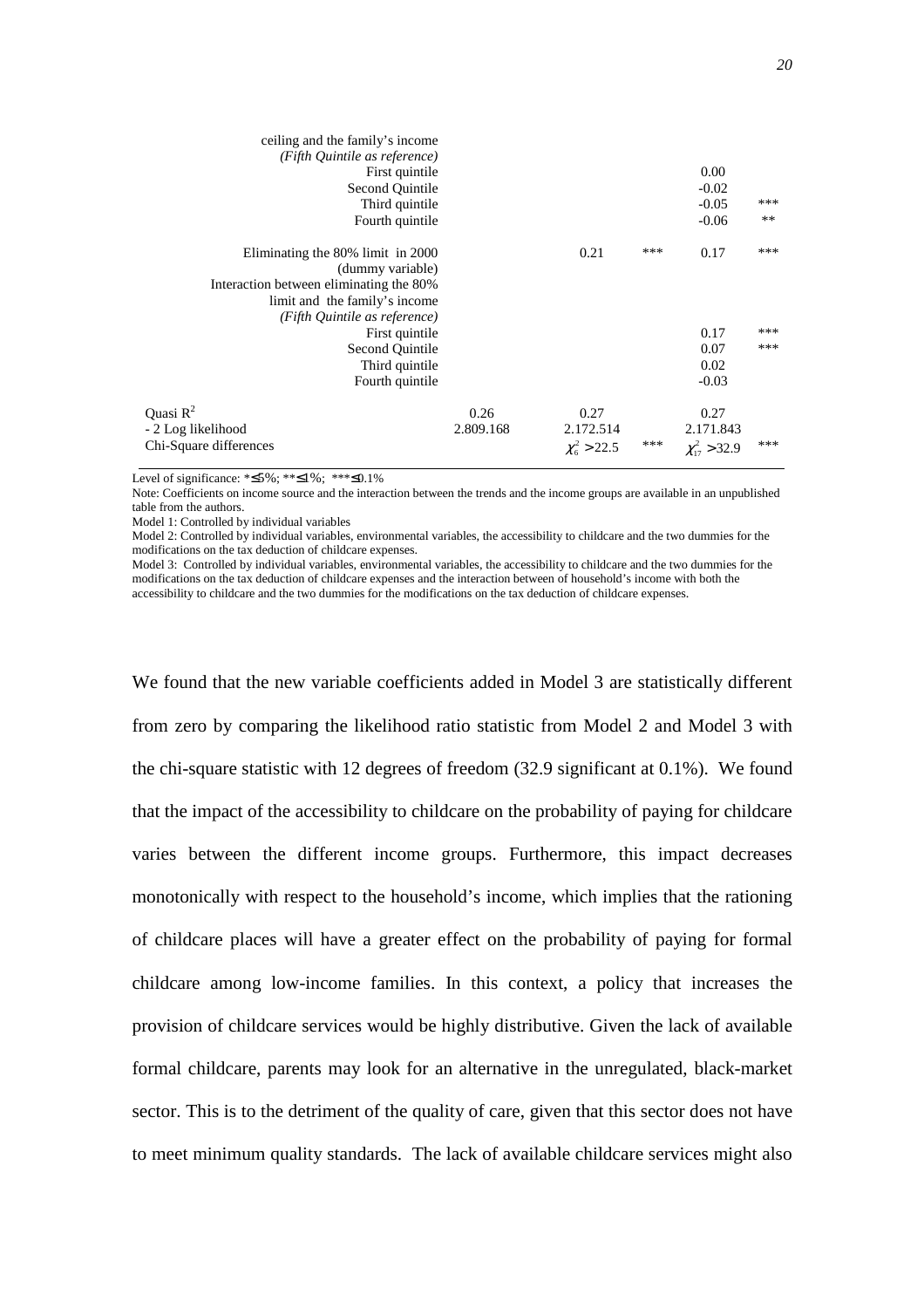| | Model 1 | Model 2 | | Model 3 | |
|---|---|---|---|---|---|
| ceiling and the family's income *(Fifth Quintile as reference)* | | | | | |
| First quintile | | | | 0.00 | |
| Second Quintile | | | | -0.02 | |
| Third quintile | | | | -0.05 | *** |
| Fourth quintile | | | | -0.06 | ** |
| Eliminating the 80% limit in 2000 (dummy variable) | | 0.21 | *** | 0.17 | *** |
| Interaction between eliminating the 80% limit and the family's income *(Fifth Quintile as reference)* | | | | | |
| First quintile | | | | 0.17 | *** |
| Second Quintile | | | | 0.07 | *** |
| Third quintile | | | | 0.02 | |
| Fourth quintile | | | | -0.03 | |
| Quasi $R^2$ | 0.26 | 0.27 | | 0.27 | |
| - 2 Log likelihood | 2.809.168 | 2.172.514 | | 2.171.843 | |
| Chi-Square differences | | $\chi^2_6 > 22.5$ | *** | $\chi^2_{17} > 32.9$ | *** |

Level of significance: *≤5%; **≤1%; ***≤0.1%

Note: Coefficients on income source and the interaction between the trends and the income groups are available in an unpublished table from the authors.

Model 1: Controlled by individual variables

Model 2: Controlled by individual variables, environmental variables, the accessibility to childcare and the two dummies for the modifications on the tax deduction of childcare expenses.

Model 3: Controlled by individual variables, environmental variables, the accessibility to childcare and the two dummies for the modifications on the tax deduction of childcare expenses and the interaction between of household's income with both the accessibility to childcare and the two dummies for the modifications on the tax deduction of childcare expenses.

We found that the new variable coefficients added in Model 3 are statistically different from zero by comparing the likelihood ratio statistic from Model 2 and Model 3 with the chi-square statistic with 12 degrees of freedom (32.9 significant at 0.1%). We found that the impact of the accessibility to childcare on the probability of paying for childcare varies between the different income groups. Furthermore, this impact decreases monotonically with respect to the household's income, which implies that the rationing of childcare places will have a greater effect on the probability of paying for formal childcare among low-income families. In this context, a policy that increases the provision of childcare services would be highly distributive. Given the lack of available formal childcare, parents may look for an alternative in the unregulated, black-market sector. This is to the detriment of the quality of care, given that this sector does not have to meet minimum quality standards. The lack of available childcare services might also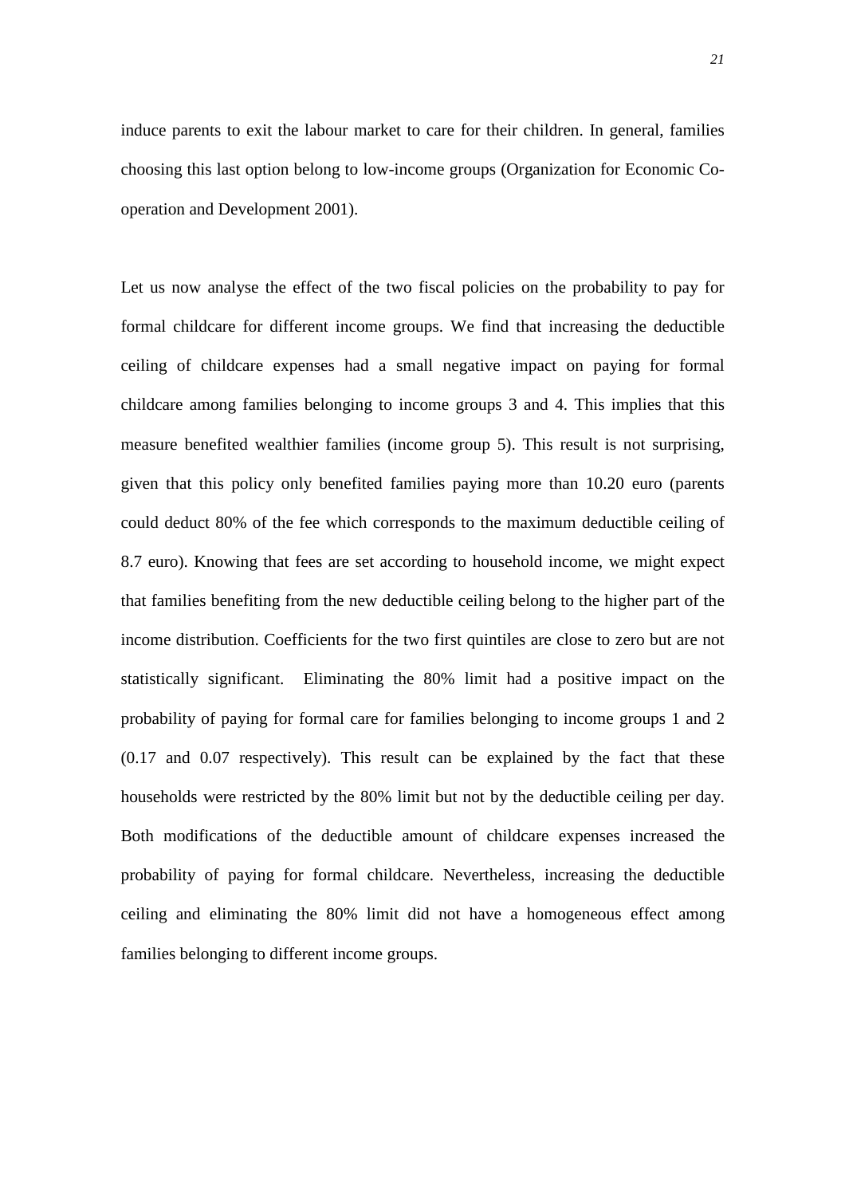induce parents to exit the labour market to care for their children. In general, families choosing this last option belong to low-income groups (Organization for Economic Co-operation and Development 2001).

Let us now analyse the effect of the two fiscal policies on the probability to pay for formal childcare for different income groups. We find that increasing the deductible ceiling of childcare expenses had a small negative impact on paying for formal childcare among families belonging to income groups 3 and 4. This implies that this measure benefited wealthier families (income group 5). This result is not surprising, given that this policy only benefited families paying more than 10.20 euro (parents could deduct 80% of the fee which corresponds to the maximum deductible ceiling of 8.7 euro). Knowing that fees are set according to household income, we might expect that families benefiting from the new deductible ceiling belong to the higher part of the income distribution. Coefficients for the two first quintiles are close to zero but are not statistically significant. Eliminating the 80% limit had a positive impact on the probability of paying for formal care for families belonging to income groups 1 and 2 (0.17 and 0.07 respectively). This result can be explained by the fact that these households were restricted by the 80% limit but not by the deductible ceiling per day. Both modifications of the deductible amount of childcare expenses increased the probability of paying for formal childcare. Nevertheless, increasing the deductible ceiling and eliminating the 80% limit did not have a homogeneous effect among families belonging to different income groups.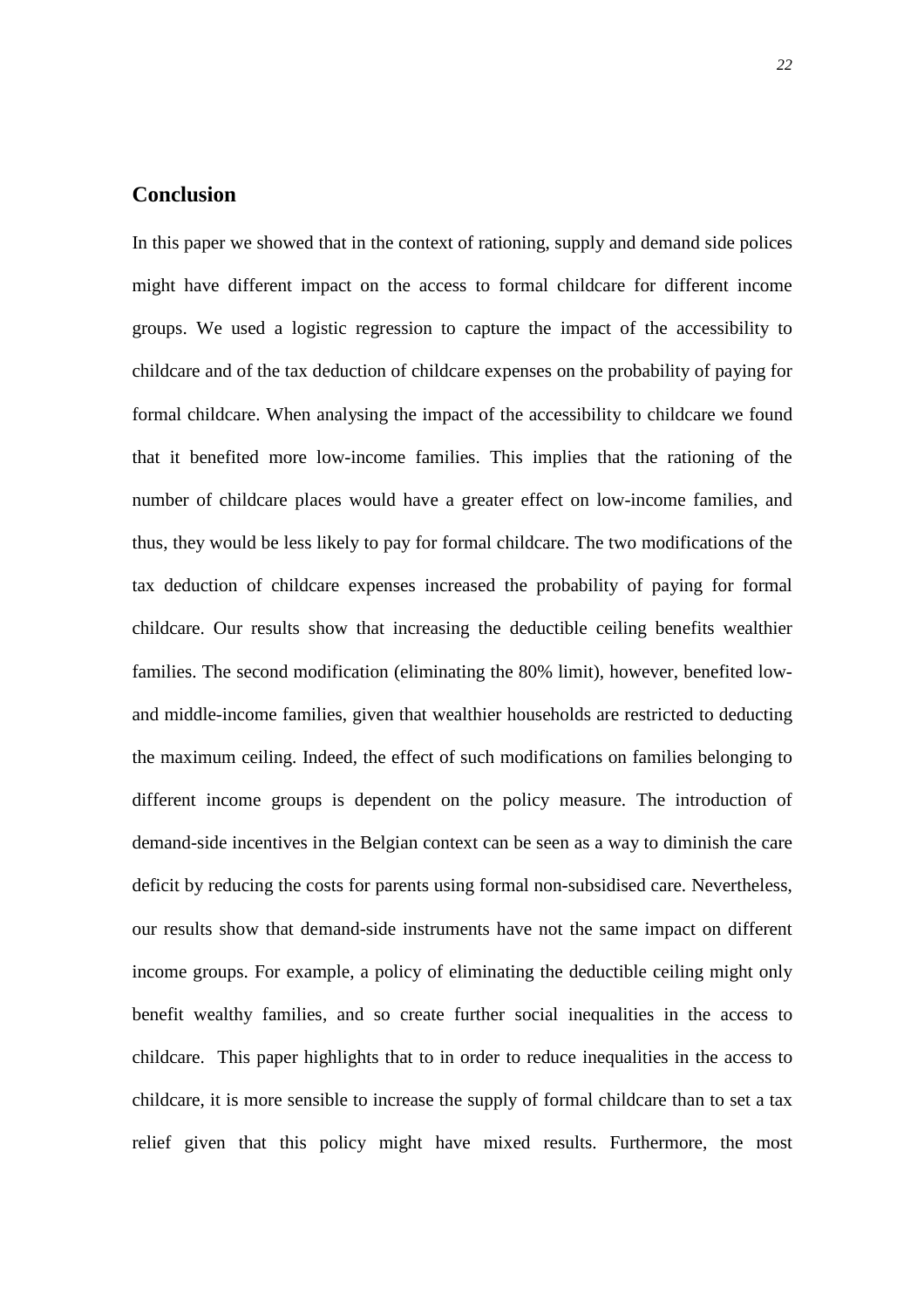## Conclusion

In this paper we showed that in the context of rationing, supply and demand side polices might have different impact on the access to formal childcare for different income groups. We used a logistic regression to capture the impact of the accessibility to childcare and of the tax deduction of childcare expenses on the probability of paying for formal childcare. When analysing the impact of the accessibility to childcare we found that it benefited more low-income families. This implies that the rationing of the number of childcare places would have a greater effect on low-income families, and thus, they would be less likely to pay for formal childcare. The two modifications of the tax deduction of childcare expenses increased the probability of paying for formal childcare. Our results show that increasing the deductible ceiling benefits wealthier families. The second modification (eliminating the 80% limit), however, benefited low- and middle-income families, given that wealthier households are restricted to deducting the maximum ceiling. Indeed, the effect of such modifications on families belonging to different income groups is dependent on the policy measure. The introduction of demand-side incentives in the Belgian context can be seen as a way to diminish the care deficit by reducing the costs for parents using formal non-subsidised care. Nevertheless, our results show that demand-side instruments have not the same impact on different income groups. For example, a policy of eliminating the deductible ceiling might only benefit wealthy families, and so create further social inequalities in the access to childcare. This paper highlights that to in order to reduce inequalities in the access to childcare, it is more sensible to increase the supply of formal childcare than to set a tax relief given that this policy might have mixed results. Furthermore, the most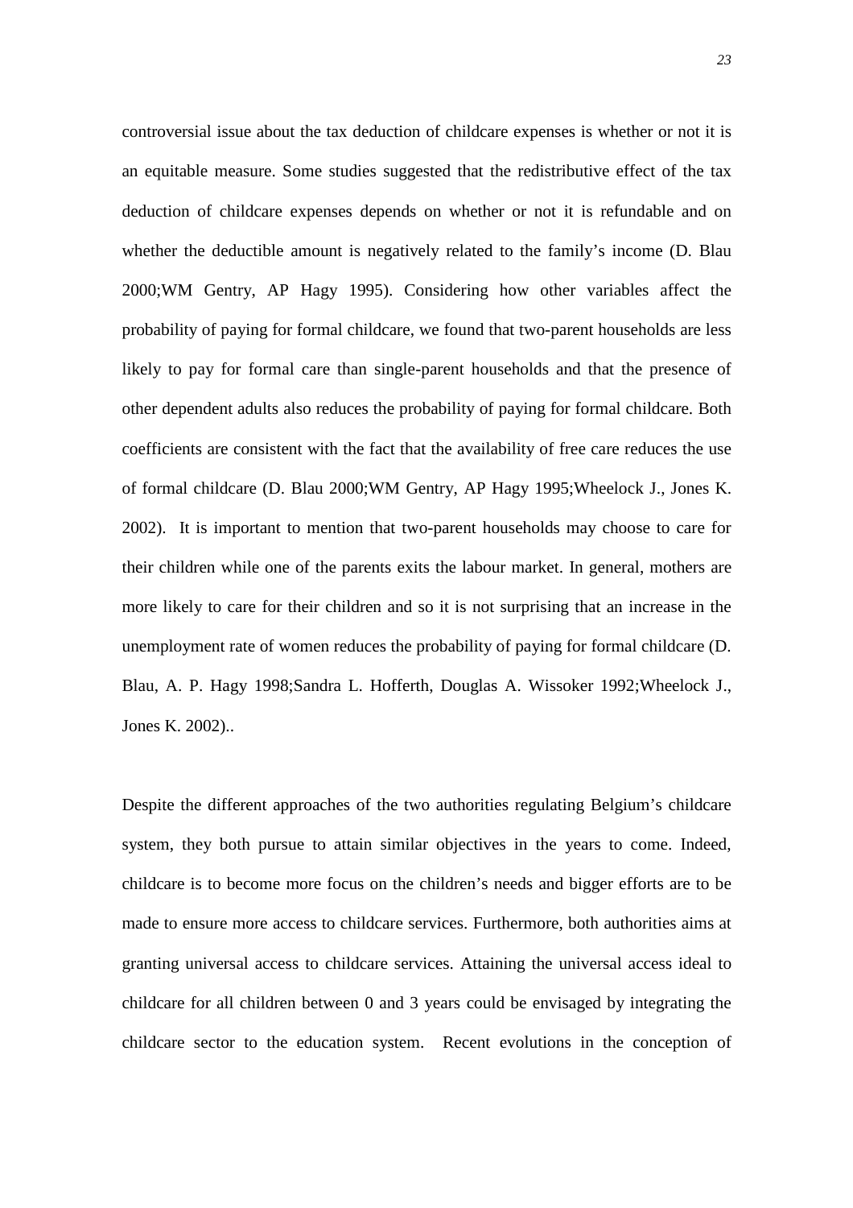controversial issue about the tax deduction of childcare expenses is whether or not it is an equitable measure. Some studies suggested that the redistributive effect of the tax deduction of childcare expenses depends on whether or not it is refundable and on whether the deductible amount is negatively related to the family's income (D. Blau 2000;WM Gentry, AP Hagy 1995). Considering how other variables affect the probability of paying for formal childcare, we found that two-parent households are less likely to pay for formal care than single-parent households and that the presence of other dependent adults also reduces the probability of paying for formal childcare. Both coefficients are consistent with the fact that the availability of free care reduces the use of formal childcare (D. Blau 2000;WM Gentry, AP Hagy 1995;Wheelock J., Jones K. 2002). It is important to mention that two-parent households may choose to care for their children while one of the parents exits the labour market. In general, mothers are more likely to care for their children and so it is not surprising that an increase in the unemployment rate of women reduces the probability of paying for formal childcare (D. Blau, A. P. Hagy 1998;Sandra L. Hofferth, Douglas A. Wissoker 1992;Wheelock J., Jones K. 2002)..

Despite the different approaches of the two authorities regulating Belgium's childcare system, they both pursue to attain similar objectives in the years to come. Indeed, childcare is to become more focus on the children's needs and bigger efforts are to be made to ensure more access to childcare services. Furthermore, both authorities aims at granting universal access to childcare services. Attaining the universal access ideal to childcare for all children between 0 and 3 years could be envisaged by integrating the childcare sector to the education system. Recent evolutions in the conception of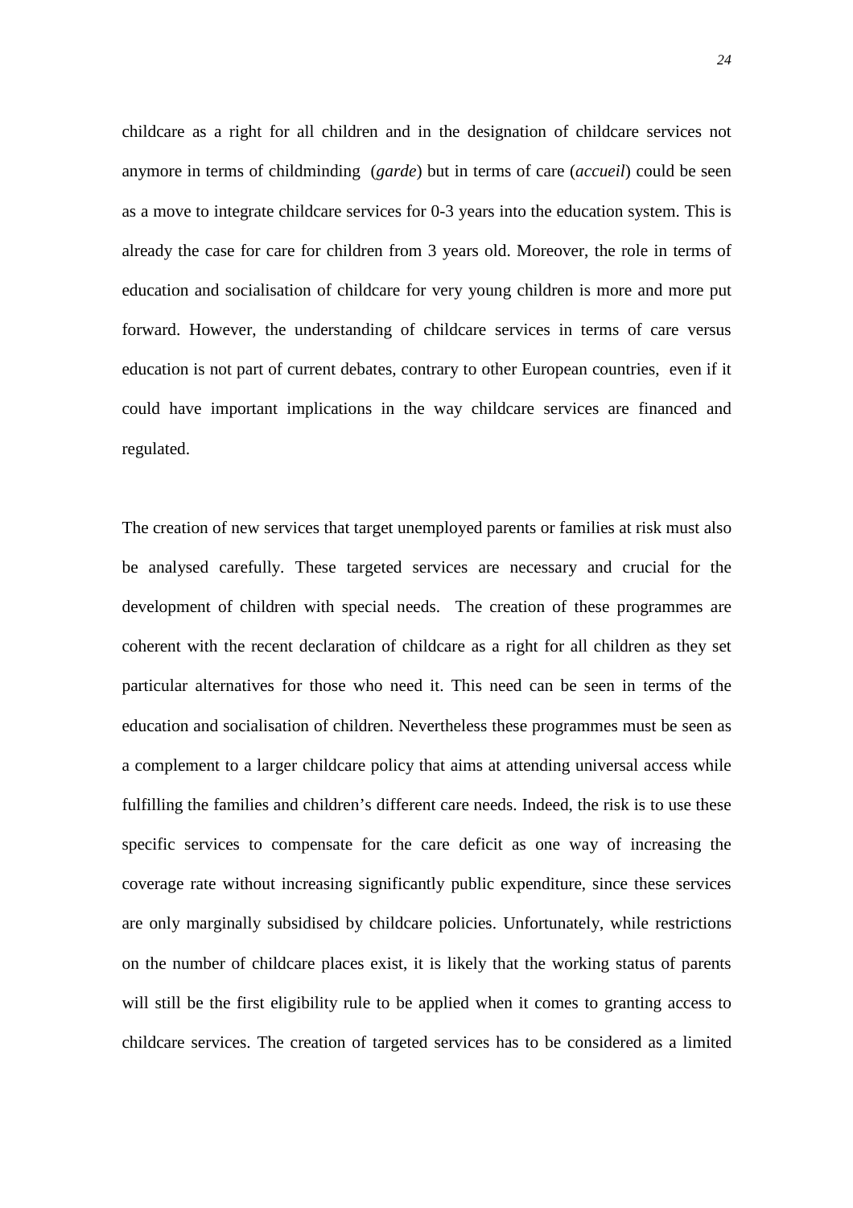childcare as a right for all children and in the designation of childcare services not anymore in terms of childminding (*garde*) but in terms of care (*accueil*) could be seen as a move to integrate childcare services for 0-3 years into the education system. This is already the case for care for children from 3 years old. Moreover, the role in terms of education and socialisation of childcare for very young children is more and more put forward. However, the understanding of childcare services in terms of care versus education is not part of current debates, contrary to other European countries, even if it could have important implications in the way childcare services are financed and regulated.

The creation of new services that target unemployed parents or families at risk must also be analysed carefully. These targeted services are necessary and crucial for the development of children with special needs. The creation of these programmes are coherent with the recent declaration of childcare as a right for all children as they set particular alternatives for those who need it. This need can be seen in terms of the education and socialisation of children. Nevertheless these programmes must be seen as a complement to a larger childcare policy that aims at attending universal access while fulfilling the families and children's different care needs. Indeed, the risk is to use these specific services to compensate for the care deficit as one way of increasing the coverage rate without increasing significantly public expenditure, since these services are only marginally subsidised by childcare policies. Unfortunately, while restrictions on the number of childcare places exist, it is likely that the working status of parents will still be the first eligibility rule to be applied when it comes to granting access to childcare services. The creation of targeted services has to be considered as a limited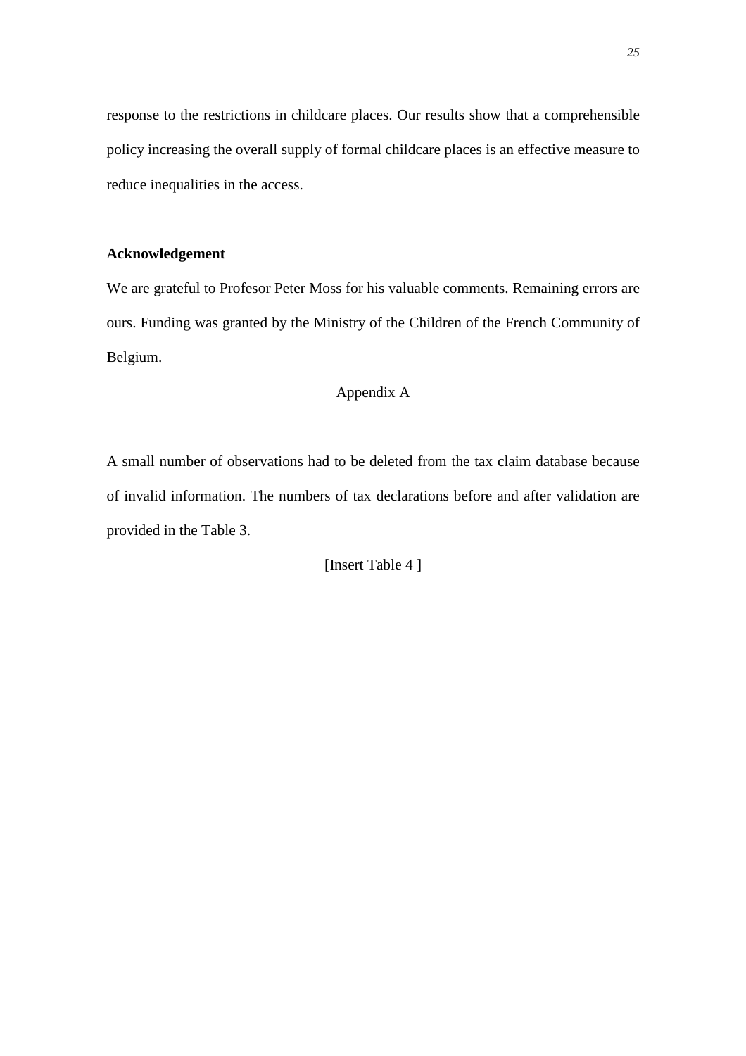response to the restrictions in childcare places. Our results show that a comprehensible policy increasing the overall supply of formal childcare places is an effective measure to reduce inequalities in the access.

**Acknowledgement**

We are grateful to Profesor Peter Moss for his valuable comments. Remaining errors are ours. Funding was granted by the Ministry of the Children of the French Community of Belgium.

## Appendix A

A small number of observations had to be deleted from the tax claim database because of invalid information. The numbers of tax declarations before and after validation are provided in the Table 3.

[Insert Table 4 ]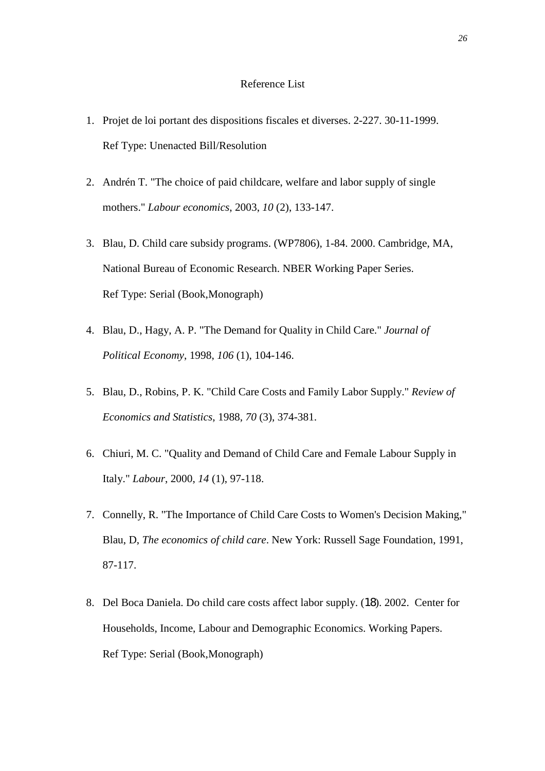Reference List

1. Projet de loi portant des dispositions fiscales et diverses. 2-227. 30-11-1999.
   Ref Type: Unenacted Bill/Resolution

2. Andrén T. "The choice of paid childcare, welfare and labor supply of single mothers." *Labour economics*, 2003, *10* (2), 133-147.

3. Blau, D. Child care subsidy programs. (WP7806), 1-84. 2000. Cambridge, MA, National Bureau of Economic Research. NBER Working Paper Series.
   Ref Type: Serial (Book,Monograph)

4. Blau, D., Hagy, A. P. "The Demand for Quality in Child Care." *Journal of Political Economy*, 1998, *106* (1), 104-146.

5. Blau, D., Robins, P. K. "Child Care Costs and Family Labor Supply." *Review of Economics and Statistics*, 1988, *70* (3), 374-381.

6. Chiuri, M. C. "Quality and Demand of Child Care and Female Labour Supply in Italy." *Labour*, 2000, *14* (1), 97-118.

7. Connelly, R. "The Importance of Child Care Costs to Women's Decision Making," Blau, D, *The economics of child care*. New York: Russell Sage Foundation, 1991, 87-117.

8. Del Boca Daniela. Do child care costs affect labor supply. (18). 2002. Center for Households, Income, Labour and Demographic Economics. Working Papers.
   Ref Type: Serial (Book,Monograph)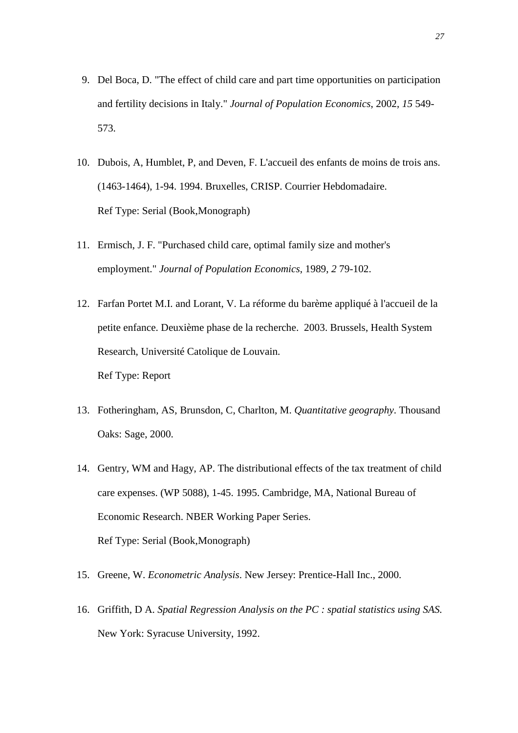9. Del Boca, D. "The effect of child care and part time opportunities on participation and fertility decisions in Italy." *Journal of Population Economics*, 2002, *15* 549-573.

10. Dubois, A, Humblet, P, and Deven, F. L'accueil des enfants de moins de trois ans. (1463-1464), 1-94. 1994. Bruxelles, CRISP. Courrier Hebdomadaire.
    Ref Type: Serial (Book,Monograph)

11. Ermisch, J. F. "Purchased child care, optimal family size and mother's employment." *Journal of Population Economics*, 1989, *2* 79-102.

12. Farfan Portet M.I. and Lorant, V. La réforme du barème appliqué à l'accueil de la petite enfance. Deuxième phase de la recherche. 2003. Brussels, Health System Research, Université Catolique de Louvain.
    Ref Type: Report

13. Fotheringham, AS, Brunsdon, C, Charlton, M. *Quantitative geography*. Thousand Oaks: Sage, 2000.

14. Gentry, WM and Hagy, AP. The distributional effects of the tax treatment of child care expenses. (WP 5088), 1-45. 1995. Cambridge, MA, National Bureau of Economic Research. NBER Working Paper Series.
    Ref Type: Serial (Book,Monograph)

15. Greene, W. *Econometric Analysis*. New Jersey: Prentice-Hall Inc., 2000.

16. Griffith, D A. *Spatial Regression Analysis on the PC : spatial statistics using SAS.* New York: Syracuse University, 1992.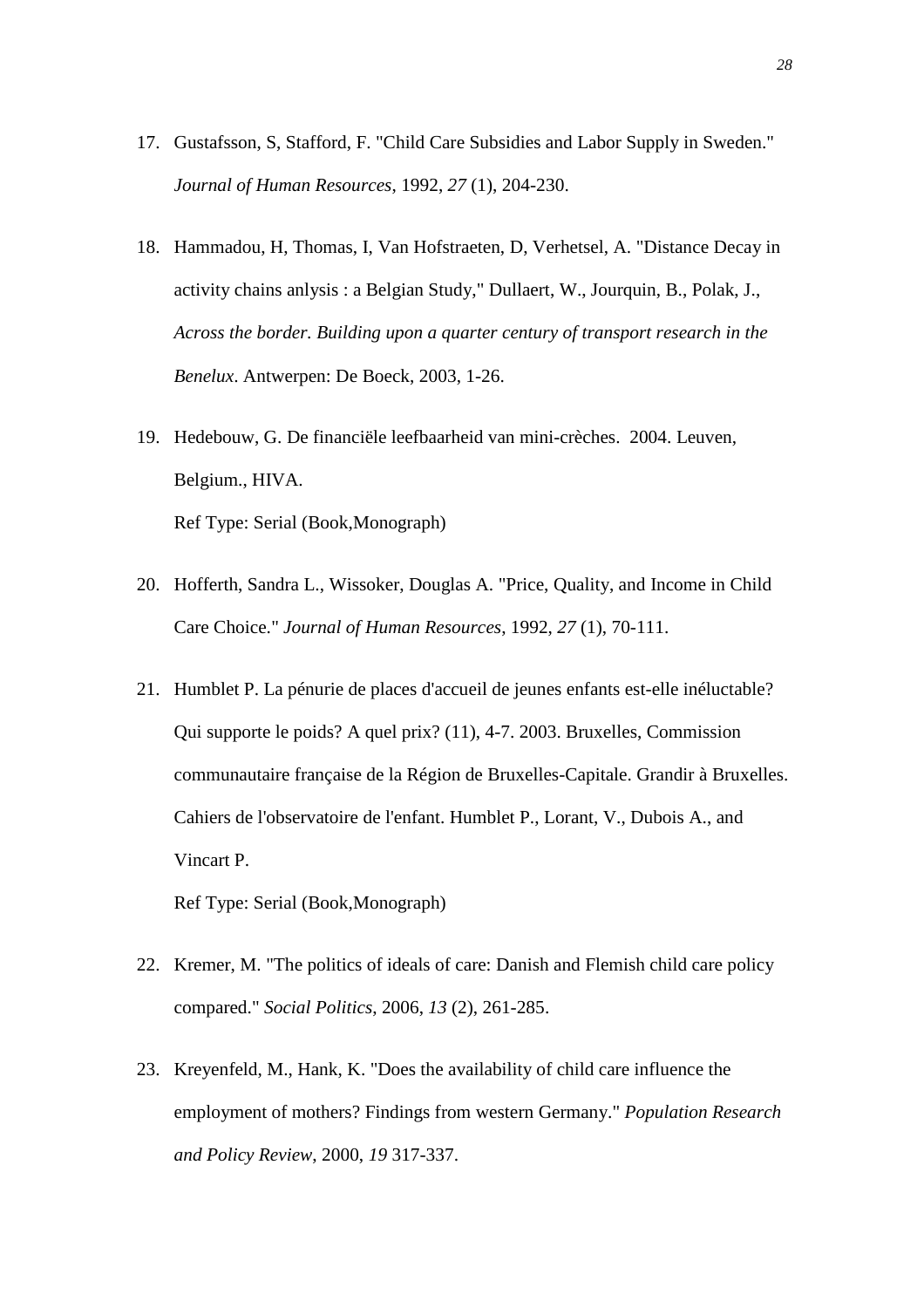17. Gustafsson, S, Stafford, F. "Child Care Subsidies and Labor Supply in Sweden." *Journal of Human Resources*, 1992, *27* (1), 204-230.

18. Hammadou, H, Thomas, I, Van Hofstraeten, D, Verhetsel, A. "Distance Decay in activity chains anlysis : a Belgian Study," Dullaert, W., Jourquin, B., Polak, J., *Across the border. Building upon a quarter century of transport research in the Benelux*. Antwerpen: De Boeck, 2003, 1-26.

19. Hedebouw, G. De financiële leefbaarheid van mini-crèches. 2004. Leuven, Belgium., HIVA.

    Ref Type: Serial (Book,Monograph)

20. Hofferth, Sandra L., Wissoker, Douglas A. "Price, Quality, and Income in Child Care Choice." *Journal of Human Resources*, 1992, *27* (1), 70-111.

21. Humblet P. La pénurie de places d'accueil de jeunes enfants est-elle inéluctable? Qui supporte le poids? A quel prix? (11), 4-7. 2003. Bruxelles, Commission communautaire française de la Région de Bruxelles-Capitale. Grandir à Bruxelles. Cahiers de l'observatoire de l'enfant. Humblet P., Lorant, V., Dubois A., and Vincart P.

    Ref Type: Serial (Book,Monograph)

22. Kremer, M. "The politics of ideals of care: Danish and Flemish child care policy compared." *Social Politics*, 2006, *13* (2), 261-285.

23. Kreyenfeld, M., Hank, K. "Does the availability of child care influence the employment of mothers? Findings from western Germany." *Population Research and Policy Review*, 2000, *19* 317-337.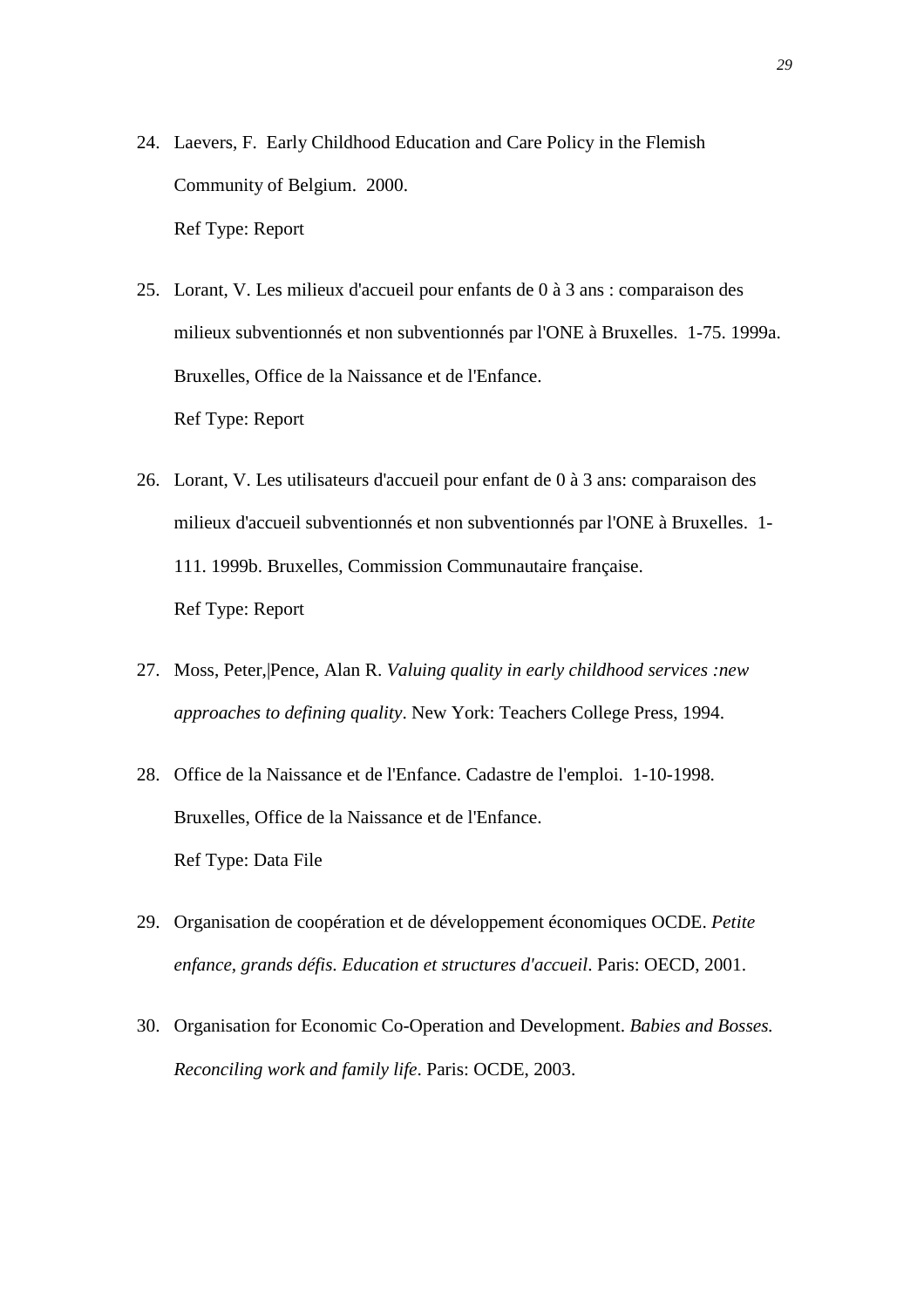24. Laevers, F. Early Childhood Education and Care Policy in the Flemish Community of Belgium. 2000.

    Ref Type: Report

25. Lorant, V. Les milieux d'accueil pour enfants de 0 à 3 ans : comparaison des milieux subventionnés et non subventionnés par l'ONE à Bruxelles. 1-75. 1999a. Bruxelles, Office de la Naissance et de l'Enfance.

    Ref Type: Report

26. Lorant, V. Les utilisateurs d'accueil pour enfant de 0 à 3 ans: comparaison des milieux d'accueil subventionnés et non subventionnés par l'ONE à Bruxelles. 1-111. 1999b. Bruxelles, Commission Communautaire française.

    Ref Type: Report

27. Moss, Peter,|Pence, Alan R. *Valuing quality in early childhood services :new approaches to defining quality*. New York: Teachers College Press, 1994.

28. Office de la Naissance et de l'Enfance. Cadastre de l'emploi. 1-10-1998. Bruxelles, Office de la Naissance et de l'Enfance.

    Ref Type: Data File

29. Organisation de coopération et de développement économiques OCDE. *Petite enfance, grands défis. Education et structures d'accueil*. Paris: OECD, 2001.

30. Organisation for Economic Co-Operation and Development. *Babies and Bosses. Reconciling work and family life*. Paris: OCDE, 2003.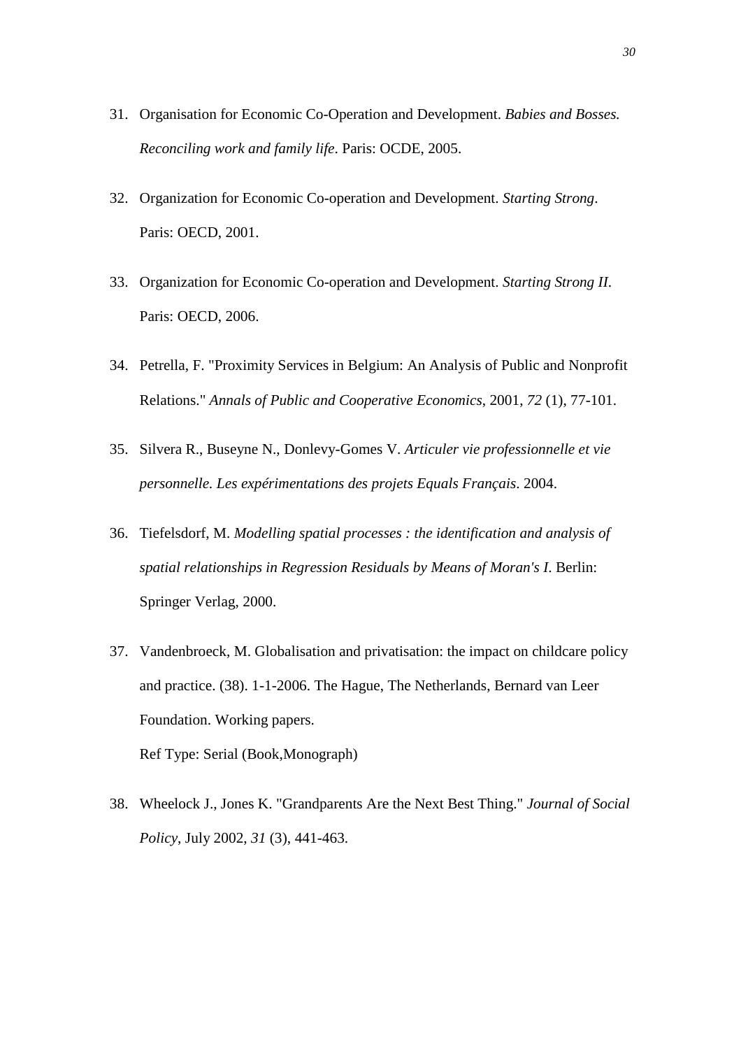31. Organisation for Economic Co-Operation and Development. *Babies and Bosses. Reconciling work and family life*. Paris: OCDE, 2005.

32. Organization for Economic Co-operation and Development. *Starting Strong*. Paris: OECD, 2001.

33. Organization for Economic Co-operation and Development. *Starting Strong II*. Paris: OECD, 2006.

34. Petrella, F. "Proximity Services in Belgium: An Analysis of Public and Nonprofit Relations." *Annals of Public and Cooperative Economics*, 2001, *72* (1), 77-101.

35. Silvera R., Buseyne N., Donlevy-Gomes V. *Articuler vie professionnelle et vie personnelle. Les expérimentations des projets Equals Français*. 2004.

36. Tiefelsdorf, M. *Modelling spatial processes : the identification and analysis of spatial relationships in Regression Residuals by Means of Moran's I*. Berlin: Springer Verlag, 2000.

37. Vandenbroeck, M. Globalisation and privatisation: the impact on childcare policy and practice. (38). 1-1-2006. The Hague, The Netherlands, Bernard van Leer Foundation. Working papers.

    Ref Type: Serial (Book,Monograph)

38. Wheelock J., Jones K. "Grandparents Are the Next Best Thing." *Journal of Social Policy*, July 2002, *31* (3), 441-463.